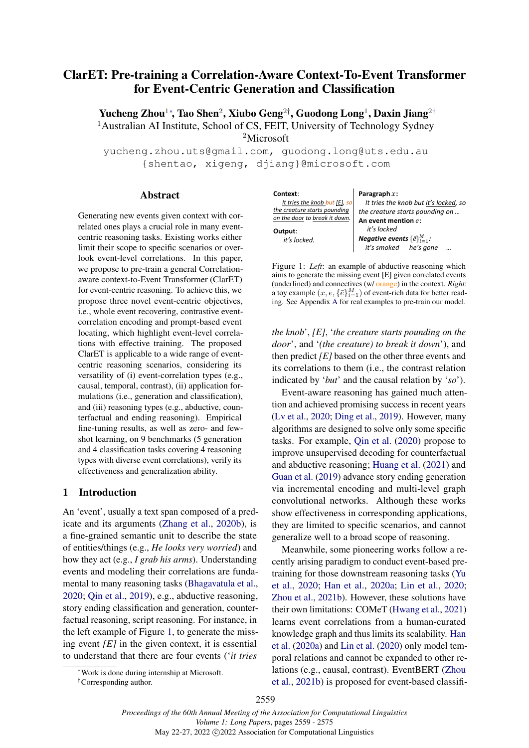# ClarET: Pre-training a Correlation-Aware Context-To-Event Transformer for Event-Centric Generation and Classification

**Yucheng Zhou**[1*], **Tao Shen**[2], **Xiubo Geng**[2†], **Guodong Long**[1], **Daxin Jiang**[2†]

[1]Australian AI Institute, School of CS, FEIT, University of Technology Sydney

[2]Microsoft

yucheng.zhou.uts@gmail.com, guodong.long@uts.edu.au

{shentao, xigeng, djiang}@microsoft.com

## Abstract

Generating new events given context with correlated ones plays a crucial role in many event-centric reasoning tasks. Existing works either limit their scope to specific scenarios or overlook event-level correlations. In this paper, we propose to pre-train a general Correlation-aware context-to-Event Transformer (ClarET) for event-centric reasoning. To achieve this, we propose three novel event-centric objectives, i.e., whole event recovering, contrastive event-correlation encoding and prompt-based event locating, which highlight event-level correlations with effective training. The proposed ClarET is applicable to a wide range of event-centric reasoning scenarios, considering its versatility of (i) event-correlation types (e.g., causal, temporal, contrast), (ii) application formulations (i.e., generation and classification), and (iii) reasoning types (e.g., abductive, counterfactual and ending reasoning). Empirical fine-tuning results, as well as zero- and few-shot learning, on 9 benchmarks (5 generation and 4 classification tasks covering 4 reasoning types with diverse event correlations), verify its effectiveness and generalization ability.

## 1 Introduction

An 'event', usually a text span composed of a predicate and its arguments (Zhang et al., 2020b), is a fine-grained semantic unit to describe the state of entities/things (e.g., *He looks very worried*) and how they act (e.g., *I grab his arms*). Understanding events and modeling their correlations are fundamental to many reasoning tasks (Bhagavatula et al., 2020; Qin et al., 2019), e.g., abductive reasoning, story ending classification and generation, counterfactual reasoning, script reasoning. For instance, in the left example of Figure 1, to generate the missing event *[E]* in the given context, it is essential to understand that there are four events ('*it tries the knob*', *[E]*, '*the creature starts pounding on the door*', and '*(the creature) to break it down*'), and then predict *[E]* based on the other three events and its correlations to them (i.e., the contrast relation indicated by '*but*' and the causal relation by '*so*').

| **Context**: | **Paragraph** $x$**:** |
|---|---|
| *It tries the knob but [E], so the creature starts pounding on the door to break it down.* | *It tries the knob but it's locked, so the creature starts pounding on …* |
| **Output**: | **An event mention** $e$**:** |
| *it's locked.* | *it's locked* |
| | **Negative events** $\{\bar{e}\}_{i=1}^{M}$**:** |
| | *it's smoked    he's gone    …* |

Figure 1: *Left*: an example of abductive reasoning which aims to generate the missing event [E] given correlated events (underlined) and connectives (w/ orange) in the context. *Right*: a toy example $(x, e, \{\bar{e}\}_{i=1}^{M})$ of event-rich data for better reading. See Appendix A for real examples to pre-train our model.

Event-aware reasoning has gained much attention and achieved promising success in recent years (Lv et al., 2020; Ding et al., 2019). However, many algorithms are designed to solve only some specific tasks. For example, Qin et al. (2020) propose to improve unsupervised decoding for counterfactual and abductive reasoning; Huang et al. (2021) and Guan et al. (2019) advance story ending generation via incremental encoding and multi-level graph convolutional networks. Although these works show effectiveness in corresponding applications, they are limited to specific scenarios, and cannot generalize well to a broad scope of reasoning.

Meanwhile, some pioneering works follow a recently arising paradigm to conduct event-based pre-training for those downstream reasoning tasks (Yu et al., 2020; Han et al., 2020a; Lin et al., 2020; Zhou et al., 2021b). However, these solutions have their own limitations: COMeT (Hwang et al., 2021) learns event correlations from a human-curated knowledge graph and thus limits its scalability. Han et al. (2020a) and Lin et al. (2020) only model temporal relations and cannot be expanded to other relations (e.g., causal, contrast). EventBERT (Zhou et al., 2021b) is proposed for event-based classifi-

*Work is done during internship at Microsoft.

†Corresponding author.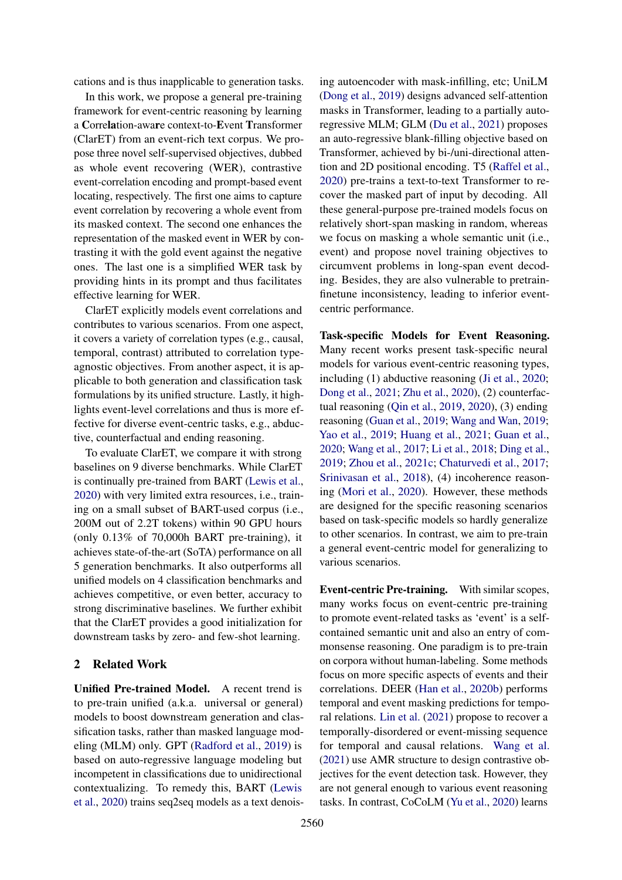cations and is thus inapplicable to generation tasks.

In this work, we propose a general pre-training framework for event-centric reasoning by learning a **C**orre**la**tion-awa**r**e context-to-**E**vent **T**ransformer (ClarET) from an event-rich text corpus. We propose three novel self-supervised objectives, dubbed as whole event recovering (WER), contrastive event-correlation encoding and prompt-based event locating, respectively. The first one aims to capture event correlation by recovering a whole event from its masked context. The second one enhances the representation of the masked event in WER by contrasting it with the gold event against the negative ones. The last one is a simplified WER task by providing hints in its prompt and thus facilitates effective learning for WER.

ClarET explicitly models event correlations and contributes to various scenarios. From one aspect, it covers a variety of correlation types (e.g., causal, temporal, contrast) attributed to correlation type-agnostic objectives. From another aspect, it is applicable to both generation and classification task formulations by its unified structure. Lastly, it highlights event-level correlations and thus is more effective for diverse event-centric tasks, e.g., abductive, counterfactual and ending reasoning.

To evaluate ClarET, we compare it with strong baselines on 9 diverse benchmarks. While ClarET is continually pre-trained from BART (Lewis et al., 2020) with very limited extra resources, i.e., training on a small subset of BART-used corpus (i.e., 200M out of 2.2T tokens) within 90 GPU hours (only 0.13% of 70,000h BART pre-training), it achieves state-of-the-art (SoTA) performance on all 5 generation benchmarks. It also outperforms all unified models on 4 classification benchmarks and achieves competitive, or even better, accuracy to strong discriminative baselines. We further exhibit that the ClarET provides a good initialization for downstream tasks by zero- and few-shot learning.

## 2 Related Work

**Unified Pre-trained Model.** A recent trend is to pre-train unified (a.k.a. universal or general) models to boost downstream generation and classification tasks, rather than masked language modeling (MLM) only. GPT (Radford et al., 2019) is based on auto-regressive language modeling but incompetent in classifications due to unidirectional contextualizing. To remedy this, BART (Lewis et al., 2020) trains seq2seq models as a text denoising autoencoder with mask-infilling, etc; UniLM (Dong et al., 2019) designs advanced self-attention masks in Transformer, leading to a partially auto-regressive MLM; GLM (Du et al., 2021) proposes an auto-regressive blank-filling objective based on Transformer, achieved by bi-/uni-directional attention and 2D positional encoding. T5 (Raffel et al., 2020) pre-trains a text-to-text Transformer to recover the masked part of input by decoding. All these general-purpose pre-trained models focus on relatively short-span masking in random, whereas we focus on masking a whole semantic unit (i.e., event) and propose novel training objectives to circumvent problems in long-span event decoding. Besides, they are also vulnerable to pretrain-finetune inconsistency, leading to inferior event-centric performance.

**Task-specific Models for Event Reasoning.** Many recent works present task-specific neural models for various event-centric reasoning types, including (1) abductive reasoning (Ji et al., 2020; Dong et al., 2021; Zhu et al., 2020), (2) counterfactual reasoning (Qin et al., 2019, 2020), (3) ending reasoning (Guan et al., 2019; Wang and Wan, 2019; Yao et al., 2019; Huang et al., 2021; Guan et al., 2020; Wang et al., 2017; Li et al., 2018; Ding et al., 2019; Zhou et al., 2021c; Chaturvedi et al., 2017; Srinivasan et al., 2018), (4) incoherence reasoning (Mori et al., 2020). However, these methods are designed for the specific reasoning scenarios based on task-specific models so hardly generalize to other scenarios. In contrast, we aim to pre-train a general event-centric model for generalizing to various scenarios.

**Event-centric Pre-training.** With similar scopes, many works focus on event-centric pre-training to promote event-related tasks as 'event' is a self-contained semantic unit and also an entry of commonsense reasoning. One paradigm is to pre-train on corpora without human-labeling. Some methods focus on more specific aspects of events and their correlations. DEER (Han et al., 2020b) performs temporal and event masking predictions for temporal relations. Lin et al. (2021) propose to recover a temporally-disordered or event-missing sequence for temporal and causal relations. Wang et al. (2021) use AMR structure to design contrastive objectives for the event detection task. However, they are not general enough to various event reasoning tasks. In contrast, CoCoLM (Yu et al., 2020) learns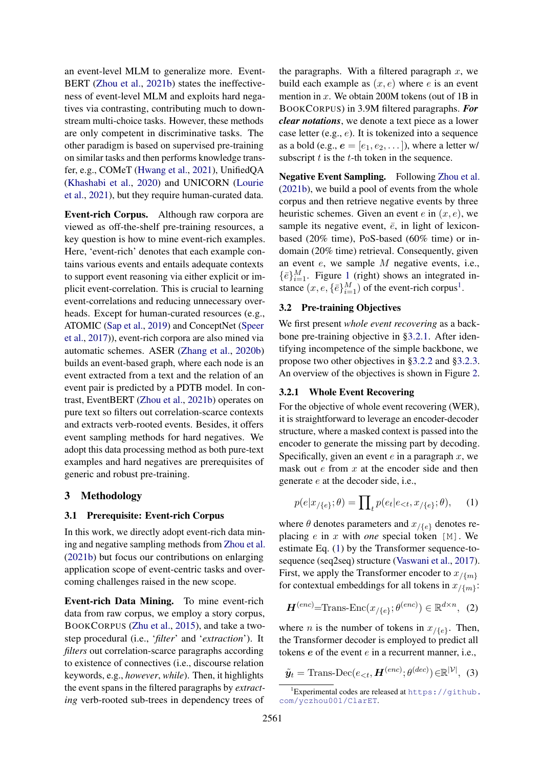an event-level MLM to generalize more. EventBERT (Zhou et al., 2021b) states the ineffectiveness of event-level MLM and exploits hard negatives via contrasting, contributing much to downstream multi-choice tasks. However, these methods are only competent in discriminative tasks. The other paradigm is based on supervised pre-training on similar tasks and then performs knowledge transfer, e.g., COMeT (Hwang et al., 2021), UnifiedQA (Khashabi et al., 2020) and UNICORN (Lourie et al., 2021), but they require human-curated data.

**Event-rich Corpus.** Although raw corpora are viewed as off-the-shelf pre-training resources, a key question is how to mine event-rich examples. Here, 'event-rich' denotes that each example contains various events and entails adequate contexts to support event reasoning via either explicit or implicit event-correlation. This is crucial to learning event-correlations and reducing unnecessary overheads. Except for human-curated resources (e.g., ATOMIC (Sap et al., 2019) and ConceptNet (Speer et al., 2017)), event-rich corpora are also mined via automatic schemes. ASER (Zhang et al., 2020b) builds an event-based graph, where each node is an event extracted from a text and the relation of an event pair is predicted by a PDTB model. In contrast, EventBERT (Zhou et al., 2021b) operates on pure text so filters out correlation-scarce contexts and extracts verb-rooted events. Besides, it offers event sampling methods for hard negatives. We adopt this data processing method as both pure-text examples and hard negatives are prerequisites of generic and robust pre-training.

## 3 Methodology

### 3.1 Prerequisite: Event-rich Corpus

In this work, we directly adopt event-rich data mining and negative sampling methods from Zhou et al. (2021b) but focus our contributions on enlarging application scope of event-centric tasks and overcoming challenges raised in the new scope.

**Event-rich Data Mining.** To mine event-rich data from raw corpus, we employ a story corpus, BOOKCORPUS (Zhu et al., 2015), and take a two-step procedural (i.e., '*filter*' and '*extraction*'). It *filters* out correlation-scarce paragraphs according to existence of connectives (i.e., discourse relation keywords, e.g., *however*, *while*). Then, it highlights the event spans in the filtered paragraphs by *extracting* verb-rooted sub-trees in dependency trees of the paragraphs. With a filtered paragraph $x$, we build each example as $(x, e)$ where $e$ is an event mention in $x$. We obtain 200M tokens (out of 1B in BOOKCORPUS) in 3.9M filtered paragraphs. ***For clear notations***, we denote a text piece as a lower case letter (e.g., $e$). It is tokenized into a sequence as a bold (e.g., $\boldsymbol{e} = [e_1, e_2, \dots]$), where a letter w/ subscript $t$ is the $t$-th token in the sequence.

**Negative Event Sampling.** Following Zhou et al. (2021b), we build a pool of events from the whole corpus and then retrieve negative events by three heuristic schemes. Given an event $e$ in $(x, e)$, we sample its negative event, $\bar{e}$, in light of lexicon-based (20% time), PoS-based (60% time) or in-domain (20% time) retrieval. Consequently, given an event $e$, we sample $M$ negative events, i.e., $\{\bar{e}\}_{i=1}^{M}$. Figure 1 (right) shows an integrated instance $(x, e, \{\bar{e}\}_{i=1}^{M})$ of the event-rich corpus[1].

### 3.2 Pre-training Objectives

We first present *whole event recovering* as a backbone pre-training objective in §3.2.1. After identifying incompetence of the simple backbone, we propose two other objectives in §3.2.2 and §3.2.3. An overview of the objectives is shown in Figure 2.

#### 3.2.1 Whole Event Recovering

For the objective of whole event recovering (WER), it is straightforward to leverage an encoder-decoder structure, where a masked context is passed into the encoder to generate the missing part by decoding. Specifically, given an event $e$ in a paragraph $x$, we mask out $e$ from $x$ at the encoder side and then generate $e$ at the decoder side, i.e.,

$$p(e | x_{/\{e\}}; \theta) = \prod\nolimits_{t} p(e_t | e_{<t}, x_{/\{e\}}; \theta), \quad (1)$$

where $\theta$ denotes parameters and $x_{/\{e\}}$ denotes replacing $e$ in $x$ with *one* special token `[M]`. We estimate Eq. (1) by the Transformer sequence-to-sequence (seq2seq) structure (Vaswani et al., 2017). First, we apply the Transformer encoder to $x_{/\{m\}}$ for contextual embeddings for all tokens in $x_{/\{m\}}$:

$$\boldsymbol{H}^{(enc)} = \text{Trans-Enc}(x_{/\{e\}}; \theta^{(enc)}) \in \mathbb{R}^{d \times n}, \quad (2)$$

where $n$ is the number of tokens in $x_{/\{e\}}$. Then, the Transformer decoder is employed to predict all tokens $\boldsymbol{e}$ of the event $e$ in a recurrent manner, i.e.,

$$\tilde{\boldsymbol{y}}_t = \text{Trans-Dec}(e_{<t}, \boldsymbol{H}^{(enc)}; \theta^{(dec)}) \in \mathbb{R}^{|\mathcal{V}|}, \quad (3)$$

[1] Experimental codes are released at https://github.com/yczhou001/ClarET.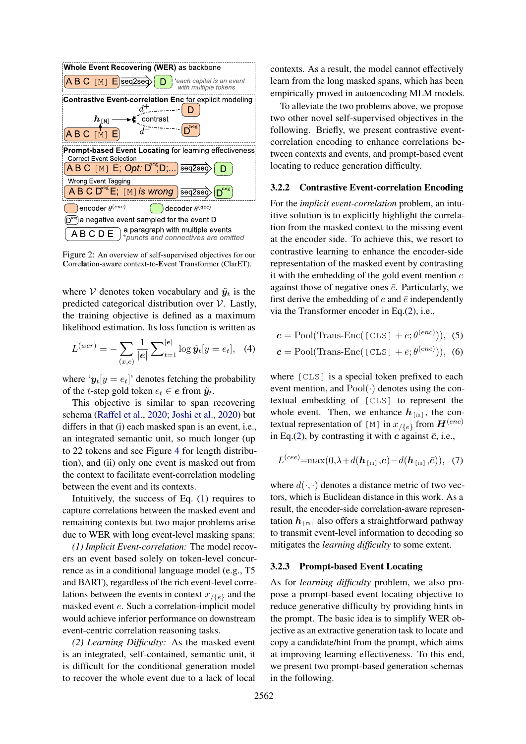Figure 2: An overview of self-supervised objectives for our **C**orrel**a**tion-awa**r**e context-to-**E**vent **T**ransformer (ClarET).

where $\mathcal{V}$ denotes token vocabulary and $\tilde{\boldsymbol{y}}_t$ is the predicted categorical distribution over $\mathcal{V}$. Lastly, the training objective is defined as a maximum likelihood estimation. Its loss function is written as

$$L^{(wer)} = -\sum_{(x,e)} \frac{1}{|\boldsymbol{e}|} \sum\nolimits_{t=1}^{|\boldsymbol{e}|} \log \tilde{\boldsymbol{y}}_t[y = e_t], \quad (4)$$

where '$\boldsymbol{y}_t[y = e_t]$' denotes fetching the probability of the $t$-step gold token $e_t \in \boldsymbol{e}$ from $\tilde{\boldsymbol{y}}_t$.

This objective is similar to span recovering schema (Raffel et al., 2020; Joshi et al., 2020) but differs in that (i) each masked span is an event, i.e., an integrated semantic unit, so much longer (up to 22 tokens and see Figure 4 for length distribution), and (ii) only one event is masked out from the context to facilitate event-correlation modeling between the event and its contexts.

Intuitively, the success of Eq. (1) requires to capture correlations between the masked event and remaining contexts but two major problems arise due to WER with long event-level masking spans:

*(1) Implicit Event-correlation:* The model recovers an event based solely on token-level concurrence as in a conditional language model (e.g., T5 and BART), regardless of the rich event-level correlations between the events in context $x_{/\{e\}}$ and the masked event $e$. Such a correlation-implicit model would achieve inferior performance on downstream event-centric correlation reasoning tasks.

*(2) Learning Difficulty:* As the masked event is an integrated, self-contained, semantic unit, it is difficult for the conditional generation model to recover the whole event due to a lack of local contexts. As a result, the model cannot effectively learn from the long masked spans, which has been empirically proved in autoencoding MLM models.

To alleviate the two problems above, we propose two other novel self-supervised objectives in the following. Briefly, we present contrastive event-correlation encoding to enhance correlations between contexts and events, and prompt-based event locating to reduce generation difficulty.

### 3.2.2 Contrastive Event-correlation Encoding

For the *implicit event-correlation* problem, an intuitive solution is to explicitly highlight the correlation from the masked context to the missing event at the encoder side. To achieve this, we resort to contrastive learning to enhance the encoder-side representation of the masked event by contrasting it with the embedding of the gold event mention $e$ against those of negative ones $\bar{e}$. Particularly, we first derive the embedding of $e$ and $\bar{e}$ independently via the Transformer encoder in Eq.(2), i.e.,

$$\boldsymbol{c} = \text{Pool}(\text{Trans-Enc}(\texttt{[CLS]} + e; \theta^{(enc)})), \quad (5)$$

$$\bar{\boldsymbol{c}} = \text{Pool}(\text{Trans-Enc}(\texttt{[CLS]} + \bar{e}; \theta^{(enc)})), \quad (6)$$

where `[CLS]` is a special token prefixed to each event mention, and $\text{Pool}(\cdot)$ denotes using the contextual embedding of `[CLS]` to represent the whole event. Then, we enhance $\boldsymbol{h}_{\texttt{[m]}}$, the contextual representation of `[M]` in $x_{/\{e\}}$ from $\boldsymbol{H}^{(enc)}$ in Eq.(2), by contrasting it with $\boldsymbol{c}$ against $\bar{\boldsymbol{c}}$, i.e.,

$$L^{(cee)} = \max(0, \lambda + d(\boldsymbol{h}_{\texttt{[m]}}, \boldsymbol{c}) - d(\boldsymbol{h}_{\texttt{[m]}}, \bar{\boldsymbol{c}})), \quad (7)$$

where $d(\cdot, \cdot)$ denotes a distance metric of two vectors, which is Euclidean distance in this work. As a result, the encoder-side correlation-aware representation $\boldsymbol{h}_{\texttt{[m]}}$ also offers a straightforward pathway to transmit event-level information to decoding so mitigates the *learning difficulty* to some extent.

### 3.2.3 Prompt-based Event Locating

As for *learning difficulty* problem, we also propose a prompt-based event locating objective to reduce generative difficulty by providing hints in the prompt. The basic idea is to simplify WER objective as an extractive generation task to locate and copy a candidate/hint from the prompt, which aims at improving learning effectiveness. To this end, we present two prompt-based generation schemas in the following.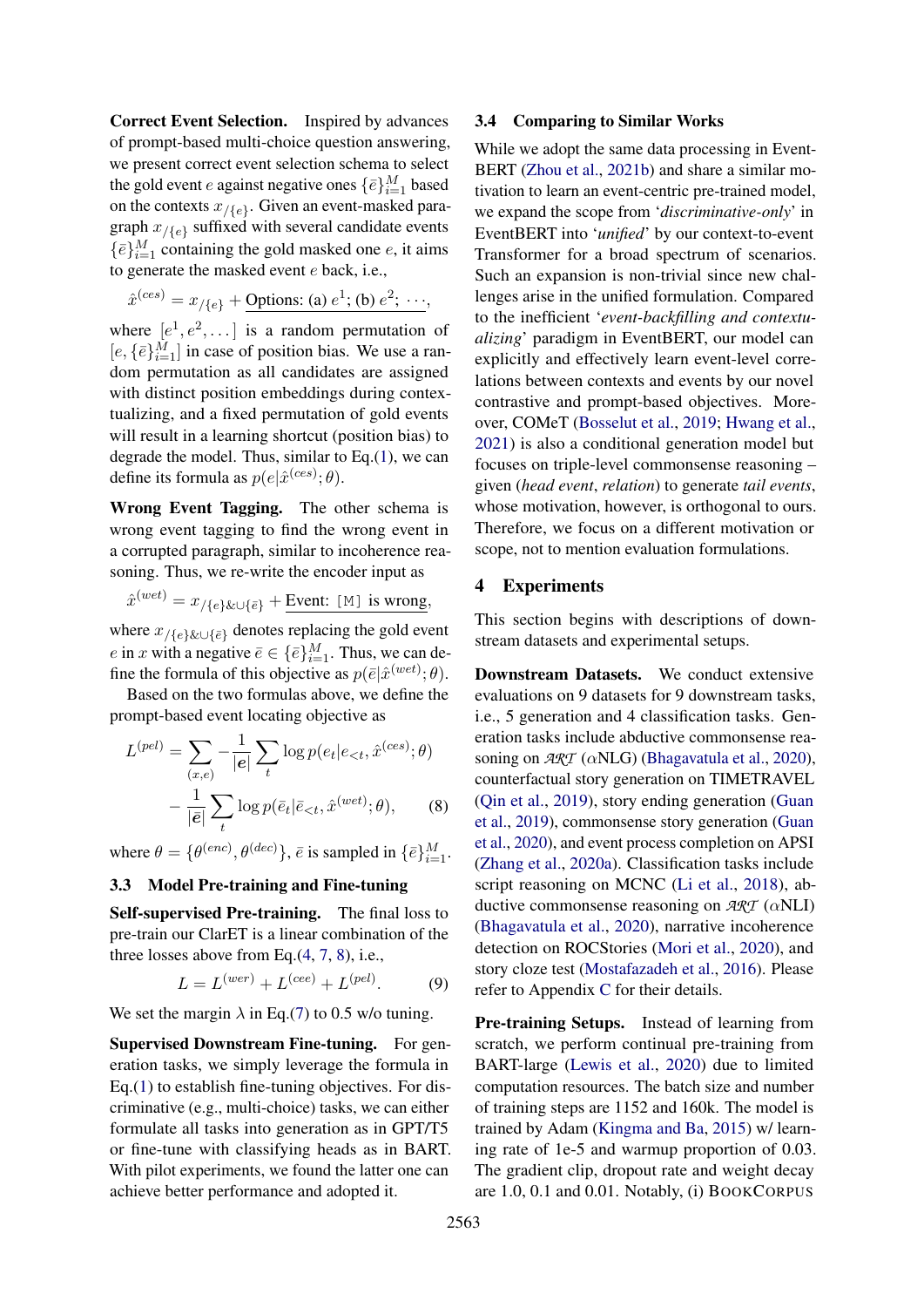**Correct Event Selection.** Inspired by advances of prompt-based multi-choice question answering, we present correct event selection schema to select the gold event $e$ against negative ones $\{\bar{e}\}_{i=1}^{M}$ based on the contexts $x_{/\{e\}}$. Given an event-masked paragraph $x_{/\{e\}}$ suffixed with several candidate events $\{\bar{e}\}_{i=1}^{M}$ containing the gold masked one $e$, it aims to generate the masked event $e$ back, i.e.,

$$\hat{x}^{(ces)} = x_{/\{e\}} + \underline{\text{Options: (a) } e^1\text{; (b) } e^2\text{; } \cdots},$$

where $[e^1, e^2, \dots]$ is a random permutation of $[e, \{\bar{e}\}_{i=1}^{M}]$ in case of position bias. We use a random permutation as all candidates are assigned with distinct position embeddings during contextualizing, and a fixed permutation of gold events will result in a learning shortcut (position bias) to degrade the model. Thus, similar to Eq.(1), we can define its formula as $p(e|\hat{x}^{(ces)}; \theta)$.

**Wrong Event Tagging.** The other schema is wrong event tagging to find the wrong event in a corrupted paragraph, similar to incoherence reasoning. Thus, we re-write the encoder input as

$$\hat{x}^{(wet)} = x_{/\{e\}\&\cup\{\bar{e}\}} + \underline{\text{Event: } \texttt{[M]} \text{ is wrong}},$$

where $x_{/\{e\}\&\cup\{\bar{e}\}}$ denotes replacing the gold event $e$ in $x$ with a negative $\bar{e} \in \{\bar{e}\}_{i=1}^{M}$. Thus, we can define the formula of this objective as $p(\bar{e}|\hat{x}^{(wet)}; \theta)$.

Based on the two formulas above, we define the prompt-based event locating objective as

$$L^{(pel)} = \sum_{(x,e)} -\frac{1}{|\boldsymbol{e}|} \sum_{t} \log p(e_t | e_{<t}, \hat{x}^{(ces)}; \theta) - \frac{1}{|\bar{\boldsymbol{e}}|} \sum_{t} \log p(\bar{e}_t | \bar{e}_{<t}, \hat{x}^{(wet)}; \theta), \quad (8)$$

where $\theta = \{\theta^{(enc)}, \theta^{(dec)}\}$, $\bar{e}$ is sampled in $\{\bar{e}\}_{i=1}^{M}$.

### 3.3 Model Pre-training and Fine-tuning

**Self-supervised Pre-training.** The final loss to pre-train our ClarET is a linear combination of the three losses above from Eq.(4, 7, 8), i.e.,

$$L = L^{(wer)} + L^{(cee)} + L^{(pel)}. \quad (9)$$

We set the margin $\lambda$ in Eq.(7) to 0.5 w/o tuning.

**Supervised Downstream Fine-tuning.** For generation tasks, we simply leverage the formula in Eq.(1) to establish fine-tuning objectives. For discriminative (e.g., multi-choice) tasks, we can either formulate all tasks into generation as in GPT/T5 or fine-tune with classifying heads as in BART. With pilot experiments, we found the latter one can achieve better performance and adopted it.

### 3.4 Comparing to Similar Works

While we adopt the same data processing in EventBERT (Zhou et al., 2021b) and share a similar motivation to learn an event-centric pre-trained model, we expand the scope from '*discriminative-only*' in EventBERT into '*unified*' by our context-to-event Transformer for a broad spectrum of scenarios. Such an expansion is non-trivial since new challenges arise in the unified formulation. Compared to the inefficient '*event-backfilling and contextualizing*' paradigm in EventBERT, our model can explicitly and effectively learn event-level correlations between contexts and events by our novel contrastive and prompt-based objectives. Moreover, COMeT (Bosselut et al., 2019; Hwang et al., 2021) is also a conditional generation model but focuses on triple-level commonsense reasoning – given (*head event*, *relation*) to generate *tail events*, whose motivation, however, is orthogonal to ours. Therefore, we focus on a different motivation or scope, not to mention evaluation formulations.

## 4 Experiments

This section begins with descriptions of downstream datasets and experimental setups.

**Downstream Datasets.** We conduct extensive evaluations on 9 datasets for 9 downstream tasks, i.e., 5 generation and 4 classification tasks. Generation tasks include abductive commonsense reasoning on $\mathcal{ART}$ ($\alpha$NLG) (Bhagavatula et al., 2020), counterfactual story generation on TIMETRAVEL (Qin et al., 2019), story ending generation (Guan et al., 2019), commonsense story generation (Guan et al., 2020), and event process completion on APSI (Zhang et al., 2020a). Classification tasks include script reasoning on MCNC (Li et al., 2018), abductive commonsense reasoning on $\mathcal{ART}$ ($\alpha$NLI) (Bhagavatula et al., 2020), narrative incoherence detection on ROCStories (Mori et al., 2020), and story cloze test (Mostafazadeh et al., 2016). Please refer to Appendix C for their details.

**Pre-training Setups.** Instead of learning from scratch, we perform continual pre-training from BART-large (Lewis et al., 2020) due to limited computation resources. The batch size and number of training steps are 1152 and 160k. The model is trained by Adam (Kingma and Ba, 2015) w/ learning rate of 1e-5 and warmup proportion of 0.03. The gradient clip, dropout rate and weight decay are 1.0, 0.1 and 0.01. Notably, (i) BOOKCORPUS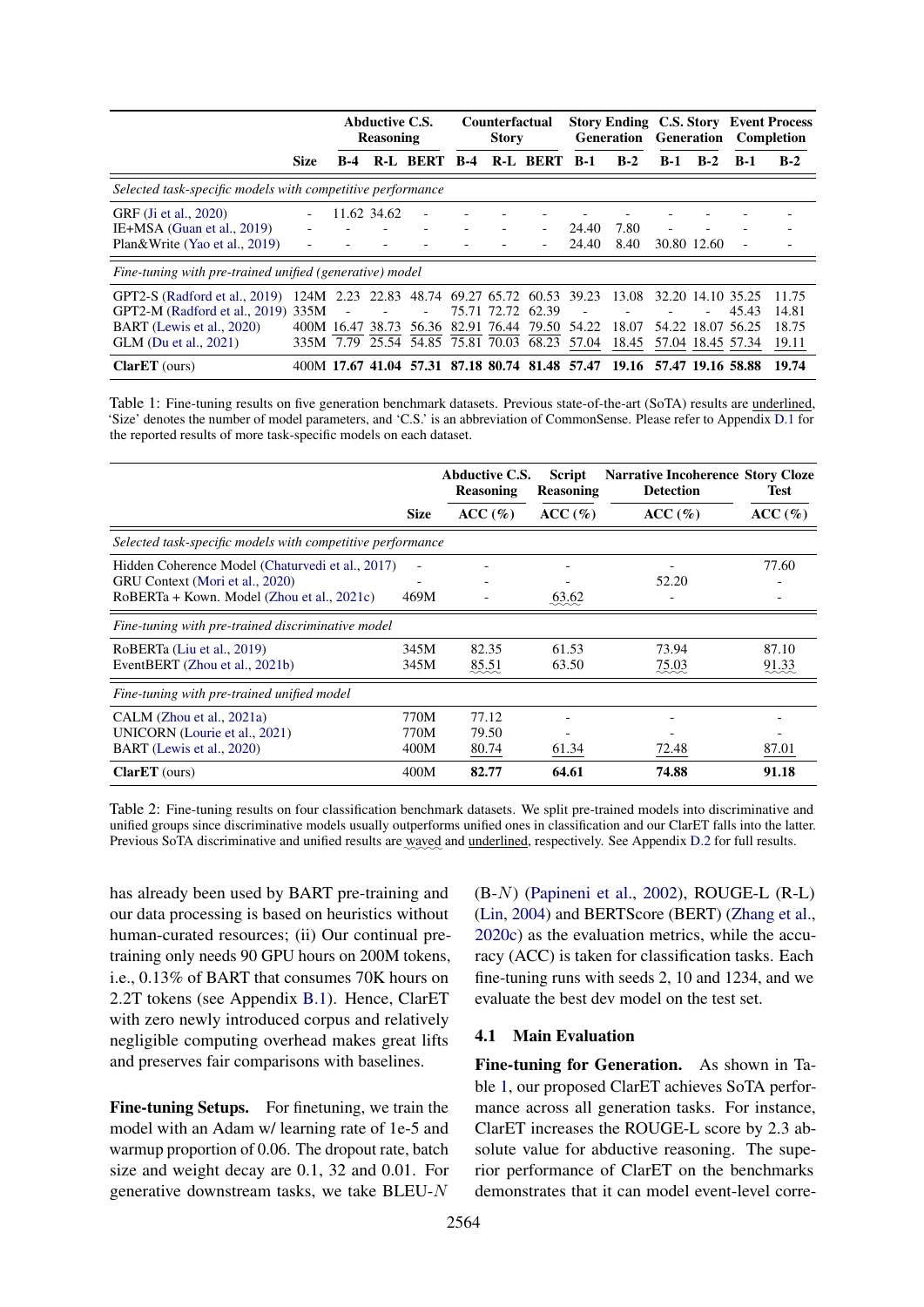| | Size | Abductive C.S. Reasoning | | | Counterfactual Story | | | Story Ending Generation | | C.S. Story Generation | | Event Process Completion | |
|---|---|---|---|---|---|---|---|---|---|---|---|---|---|
| | | B-4 | R-L | BERT | B-4 | R-L | BERT | B-1 | B-2 | B-1 | B-2 | B-1 | B-2 |
| *Selected task-specific models with competitive performance* | | | | | | | | | | | | | |
| GRF (Ji et al., 2020) | - | 11.62 | 34.62 | - | - | - | - | - | - | - | - | - | - |
| IE+MSA (Guan et al., 2019) | - | - | - | - | - | - | - | 24.40 | 7.80 | - | - | - | - |
| Plan&Write (Yao et al., 2019) | - | - | - | - | - | - | - | 24.40 | 8.40 | 30.80 | 12.60 | - | - |
| *Fine-tuning with pre-trained unified (generative) model* | | | | | | | | | | | | | |
| GPT2-S (Radford et al., 2019) | 124M | 2.23 | 22.83 | 48.74 | 69.27 | 65.72 | 60.53 | 39.23 | 13.08 | 32.20 | 14.10 | 35.25 | 11.75 |
| GPT2-M (Radford et al., 2019) | 335M | - | - | - | 75.71 | 72.72 | 62.39 | - | - | - | - | 45.43 | 14.81 |
| BART (Lewis et al., 2020) | 400M | <u>16.47</u> | <u>38.73</u> | <u>56.36</u> | <u>82.91</u> | <u>76.44</u> | <u>79.50</u> | 54.22 | 18.07 | 54.22 | 18.07 | 56.25 | 18.75 |
| GLM (Du et al., 2021) | 335M | 7.79 | 25.54 | 54.85 | 75.81 | 70.03 | 68.23 | <u>57.04</u> | <u>18.45</u> | <u>57.04</u> | <u>18.45</u> | <u>57.34</u> | <u>19.11</u> |
| **ClarET** (ours) | 400M | **17.67** | **41.04** | **57.31** | **87.18** | **80.74** | **81.48** | **57.47** | **19.16** | **57.47** | **19.16** | **58.88** | **19.74** |

Table 1: Fine-tuning results on five generation benchmark datasets. Previous state-of-the-art (SoTA) results are underlined, 'Size' denotes the number of model parameters, and 'C.S.' is an abbreviation of CommonSense. Please refer to Appendix D.1 for the reported results of more task-specific models on each dataset.

| | Size | Abductive C.S. Reasoning ACC (%) | Script Reasoning ACC (%) | Narrative Incoherence Detection ACC (%) | Story Cloze Test ACC (%) |
|---|---|---|---|---|---|
| *Selected task-specific models with competitive performance* | | | | | |
| Hidden Coherence Model (Chaturvedi et al., 2017) | - | - | - | - | 77.60 |
| GRU Context (Mori et al., 2020) | - | - | - | 52.20 | - |
| RoBERTa + Kown. Model (Zhou et al., 2021c) | 469M | - | 63.62 (waved) | - | - |
| *Fine-tuning with pre-trained discriminative model* | | | | | |
| RoBERTa (Liu et al., 2019) | 345M | 82.35 | 61.53 | 73.94 | 87.10 |
| EventBERT (Zhou et al., 2021b) | 345M | 85.51 (waved) | 63.50 | 75.03 (waved) | 91.33 (waved) |
| *Fine-tuning with pre-trained unified model* | | | | | |
| CALM (Zhou et al., 2021a) | 770M | 77.12 | - | - | - |
| UNICORN (Lourie et al., 2021) | 770M | 79.50 | - | - | - |
| BART (Lewis et al., 2020) | 400M | <u>80.74</u> | <u>61.34</u> | <u>72.48</u> | <u>87.01</u> |
| **ClarET** (ours) | 400M | **82.77** | **64.61** | **74.88** | **91.18** |

Table 2: Fine-tuning results on four classification benchmark datasets. We split pre-trained models into discriminative and unified groups since discriminative models usually outperforms unified ones in classification and our ClarET falls into the latter. Previous SoTA discriminative and unified results are waved and underlined, respectively. See Appendix D.2 for full results.

has already been used by BART pre-training and our data processing is based on heuristics without human-curated resources; (ii) Our continual pre-training only needs 90 GPU hours on 200M tokens, i.e., 0.13% of BART that consumes 70K hours on 2.2T tokens (see Appendix B.1). Hence, ClarET with zero newly introduced corpus and relatively negligible computing overhead makes great lifts and preserves fair comparisons with baselines.

**Fine-tuning Setups.** For finetuning, we train the model with an Adam w/ learning rate of 1e-5 and warmup proportion of 0.06. The dropout rate, batch size and weight decay are 0.1, 32 and 0.01. For generative downstream tasks, we take BLEU-$N$ (B-$N$) (Papineni et al., 2002), ROUGE-L (R-L) (Lin, 2004) and BERTScore (BERT) (Zhang et al., 2020c) as the evaluation metrics, while the accuracy (ACC) is taken for classification tasks. Each fine-tuning runs with seeds 2, 10 and 1234, and we evaluate the best dev model on the test set.

### 4.1 Main Evaluation

**Fine-tuning for Generation.** As shown in Table 1, our proposed ClarET achieves SoTA performance across all generation tasks. For instance, ClarET increases the ROUGE-L score by 2.3 absolute value for abductive reasoning. The superior performance of ClarET on the benchmarks demonstrates that it can model event-level corre-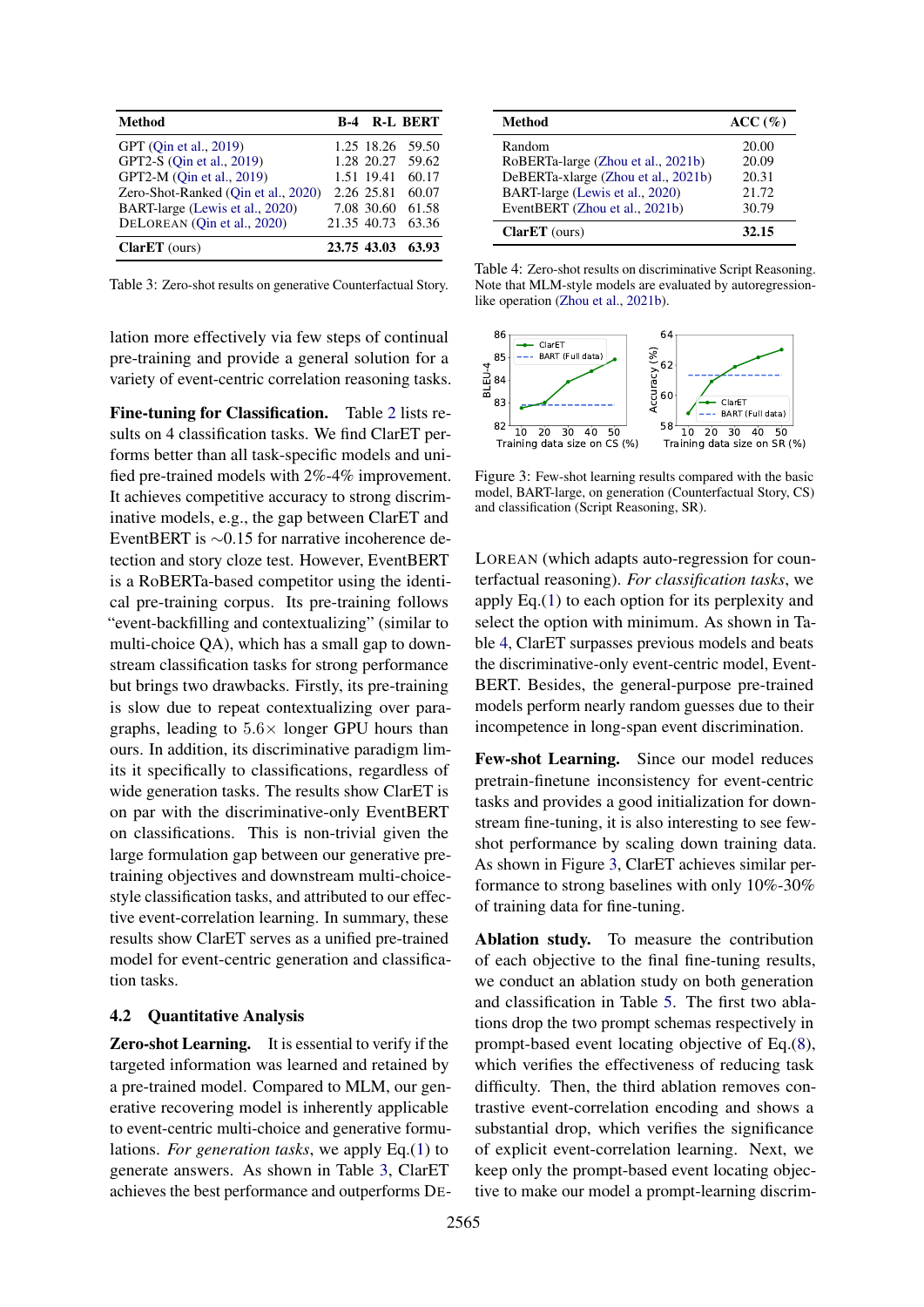| Method | B-4 | R-L | BERT |
|---|---|---|---|
| GPT (Qin et al., 2019) | 1.25 | 18.26 | 59.50 |
| GPT2-S (Qin et al., 2019) | 1.28 | 20.27 | 59.62 |
| GPT2-M (Qin et al., 2019) | 1.51 | 19.41 | 60.17 |
| Zero-Shot-Ranked (Qin et al., 2020) | 2.26 | 25.81 | 60.07 |
| BART-large (Lewis et al., 2020) | 7.08 | 30.60 | 61.58 |
| DELOREAN (Qin et al., 2020) | 21.35 | 40.73 | 63.36 |
| **ClarET** (ours) | **23.75** | **43.03** | **63.93** |

Table 3: Zero-shot results on generative Counterfactual Story.

| Method | ACC (%) |
|---|---|
| Random | 20.00 |
| RoBERTa-large (Zhou et al., 2021b) | 20.09 |
| DeBERTa-xlarge (Zhou et al., 2021b) | 20.31 |
| BART-large (Lewis et al., 2020) | 21.72 |
| EventBERT (Zhou et al., 2021b) | 30.79 |
| **ClarET** (ours) | **32.15** |

Table 4: Zero-shot results on discriminative Script Reasoning. Note that MLM-style models are evaluated by autoregression-like operation (Zhou et al., 2021b).

lation more effectively via few steps of continual pre-training and provide a general solution for a variety of event-centric correlation reasoning tasks.

**Fine-tuning for Classification.** Table 2 lists results on 4 classification tasks. We find ClarET performs better than all task-specific models and unified pre-trained models with 2%-4% improvement. It achieves competitive accuracy to strong discriminative models, e.g., the gap between ClarET and EventBERT is $\sim$0.15 for narrative incoherence detection and story cloze test. However, EventBERT is a RoBERTa-based competitor using the identical pre-training corpus. Its pre-training follows "event-backfilling and contextualizing" (similar to multi-choice QA), which has a small gap to downstream classification tasks for strong performance but brings two drawbacks. Firstly, its pre-training is slow due to repeat contextualizing over paragraphs, leading to 5.6$\times$ longer GPU hours than ours. In addition, its discriminative paradigm limits it specifically to classifications, regardless of wide generation tasks. The results show ClarET is on par with the discriminative-only EventBERT on classifications. This is non-trivial given the large formulation gap between our generative pre-training objectives and downstream multi-choice-style classification tasks, and attributed to our effective event-correlation learning. In summary, these results show ClarET serves as a unified pre-trained model for event-centric generation and classification tasks.

## 4.2 Quantitative Analysis

**Zero-shot Learning.** It is essential to verify if the targeted information was learned and retained by a pre-trained model. Compared to MLM, our generative recovering model is inherently applicable to event-centric multi-choice and generative formulations. *For generation tasks*, we apply Eq.(1) to generate answers. As shown in Table 3, ClarET achieves the best performance and outperforms DELOREAN (which adapts auto-regression for counterfactual reasoning). *For classification tasks*, we apply Eq.(1) to each option for its perplexity and select the option with minimum. As shown in Table 4, ClarET surpasses previous models and beats the discriminative-only event-centric model, EventBERT. Besides, the general-purpose pre-trained models perform nearly random guesses due to their incompetence in long-span event discrimination.

Figure 3: Few-shot learning results compared with the basic model, BART-large, on generation (Counterfactual Story, CS) and classification (Script Reasoning, SR).

**Few-shot Learning.** Since our model reduces pretrain-finetune inconsistency for event-centric tasks and provides a good initialization for downstream fine-tuning, it is also interesting to see few-shot performance by scaling down training data. As shown in Figure 3, ClarET achieves similar performance to strong baselines with only 10%-30% of training data for fine-tuning.

**Ablation study.** To measure the contribution of each objective to the final fine-tuning results, we conduct an ablation study on both generation and classification in Table 5. The first two ablations drop the two prompt schemas respectively in prompt-based event locating objective of Eq.(8), which verifies the effectiveness of reducing task difficulty. Then, the third ablation removes contrastive event-correlation encoding and shows a substantial drop, which verifies the significance of explicit event-correlation learning. Next, we keep only the prompt-based event locating objective to make our model a prompt-learning discrim-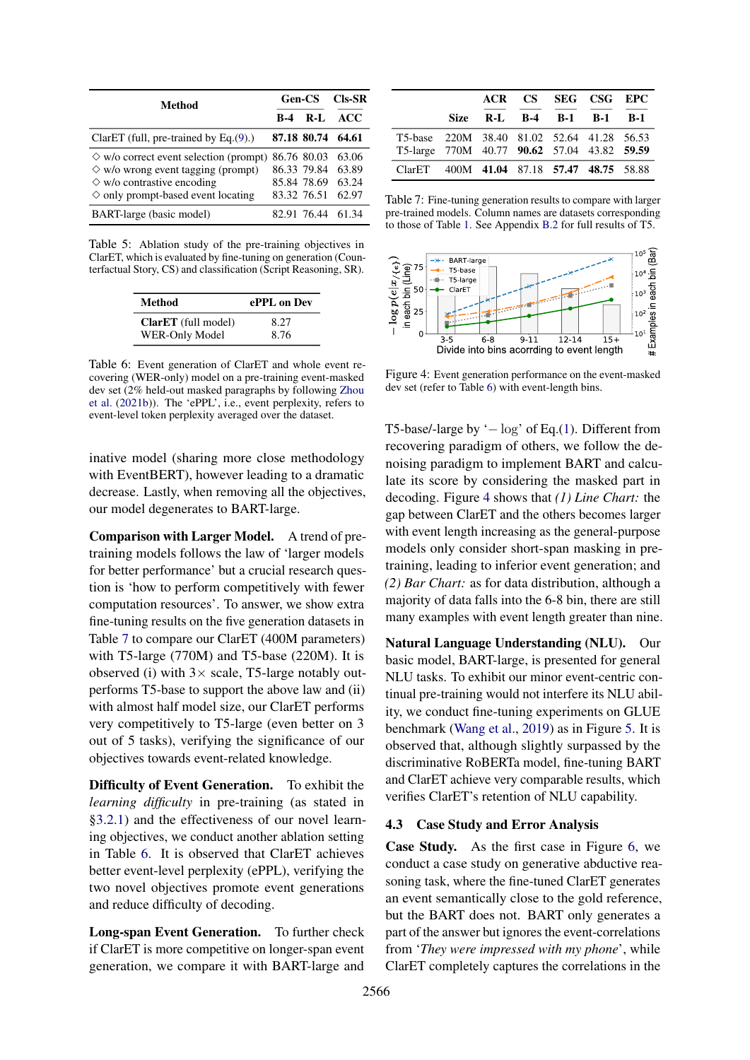| Method | Gen-CS | | Cls-SR |
|---|---|---|---|
| | B-4 | R-L | ACC |
| ClarET (full, pre-trained by Eq.(9).) | **87.18** | **80.74** | **64.61** |
| ◇ w/o correct event selection (prompt) | 86.76 | 80.03 | 63.06 |
| ◇ w/o wrong event tagging (prompt) | 86.33 | 79.84 | 63.89 |
| ◇ w/o contrastive encoding | 85.84 | 78.69 | 63.24 |
| ◇ only prompt-based event locating | 83.32 | 76.51 | 62.97 |
| BART-large (basic model) | 82.91 | 76.44 | 61.34 |

Table 5: Ablation study of the pre-training objectives in ClarET, which is evaluated by fine-tuning on generation (Counterfactual Story, CS) and classification (Script Reasoning, SR).

| Method | ePPL on Dev |
|---|---|
| **ClarET** (full model) | 8.27 |
| WER-Only Model | 8.76 |

Table 6: Event generation of ClarET and whole event recovering (WER-only) model on a pre-training event-masked dev set (2% held-out masked paragraphs by following Zhou et al. (2021b)). The 'ePPL', i.e., event perplexity, refers to event-level token perplexity averaged over the dataset.

inative model (sharing more close methodology with EventBERT), however leading to a dramatic decrease. Lastly, when removing all the objectives, our model degenerates to BART-large.

**Comparison with Larger Model.** A trend of pre-training models follows the law of 'larger models for better performance' but a crucial research question is 'how to perform competitively with fewer computation resources'. To answer, we show extra fine-tuning results on the five generation datasets in Table 7 to compare our ClarET (400M parameters) with T5-large (770M) and T5-base (220M). It is observed (i) with 3× scale, T5-large notably outperforms T5-base to support the above law and (ii) with almost half model size, our ClarET performs very competitively to T5-large (even better on 3 out of 5 tasks), verifying the significance of our objectives towards event-related knowledge.

**Difficulty of Event Generation.** To exhibit the *learning difficulty* in pre-training (as stated in §3.2.1) and the effectiveness of our novel learning objectives, we conduct another ablation setting in Table 6. It is observed that ClarET achieves better event-level perplexity (ePPL), verifying the two novel objectives promote event generations and reduce difficulty of decoding.

**Long-span Event Generation.** To further check if ClarET is more competitive on longer-span event generation, we compare it with BART-large and T5-base/-large by '− log' of Eq.(1). Different from recovering paradigm of others, we follow the denoising paradigm to implement BART and calculate its score by considering the masked part in decoding. Figure 4 shows that *(1) Line Chart:* the gap between ClarET and the others becomes larger with event length increasing as the general-purpose models only consider short-span masking in pre-training, leading to inferior event generation; and *(2) Bar Chart:* as for data distribution, although a majority of data falls into the 6-8 bin, there are still many examples with event length greater than nine.

| | | ACR | CS | SEG | CSG | EPC |
|---|---|---|---|---|---|---|
| | Size | R-L | B-4 | B-1 | B-1 | B-1 |
| T5-base | 220M | 38.40 | 81.02 | 52.64 | 41.28 | 56.53 |
| T5-large | 770M | 40.77 | **90.62** | 57.04 | 43.82 | **59.59** |
| ClarET | 400M | **41.04** | 87.18 | **57.47** | **48.75** | 58.88 |

Table 7: Fine-tuning generation results to compare with larger pre-trained models. Column names are datasets corresponding to those of Table 1. See Appendix B.2 for full results of T5.

Figure 4: Event generation performance on the event-masked dev set (refer to Table 6) with event-length bins.

**Natural Language Understanding (NLU).** Our basic model, BART-large, is presented for general NLU tasks. To exhibit our minor event-centric continual pre-training would not interfere its NLU ability, we conduct fine-tuning experiments on GLUE benchmark (Wang et al., 2019) as in Figure 5. It is observed that, although slightly surpassed by the discriminative RoBERTa model, fine-tuning BART and ClarET achieve very comparable results, which verifies ClarET's retention of NLU capability.

### 4.3 Case Study and Error Analysis

**Case Study.** As the first case in Figure 6, we conduct a case study on generative abductive reasoning task, where the fine-tuned ClarET generates an event semantically close to the gold reference, but the BART does not. BART only generates a part of the answer but ignores the event-correlations from '*They were impressed with my phone*', while ClarET completely captures the correlations in the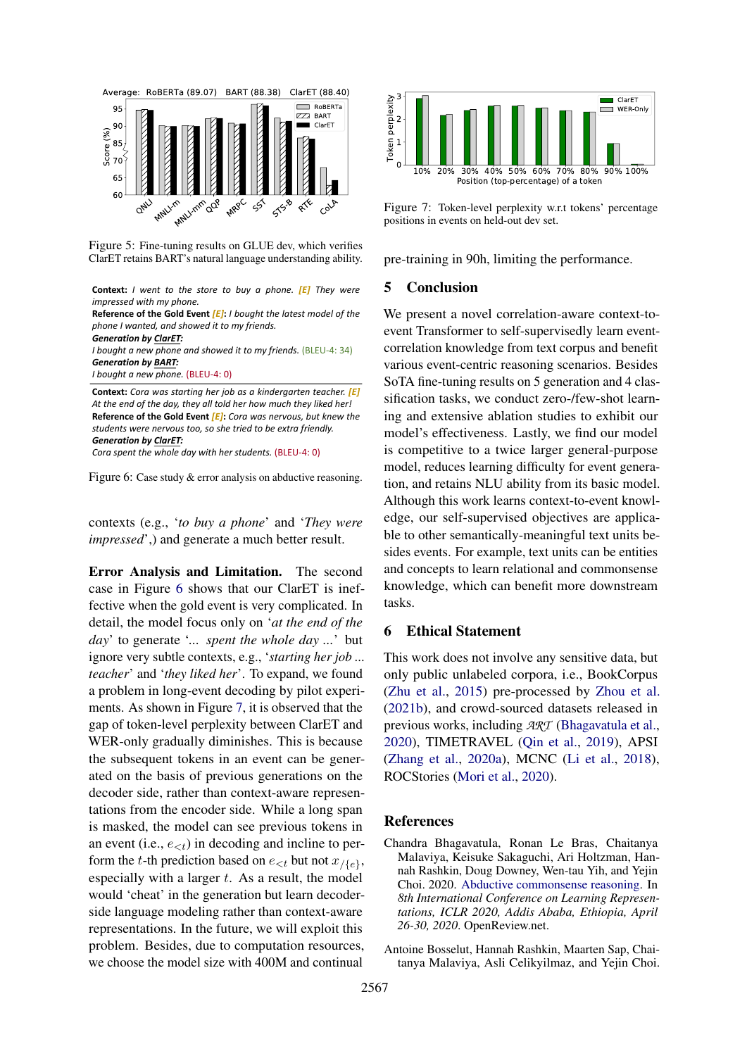Figure 5: Fine-tuning results on GLUE dev, which verifies ClarET retains BART's natural language understanding ability.

**Context:** *I went to the store to buy a phone. [E] They were impressed with my phone.*
**Reference of the Gold Event [E]:** *I bought the latest model of the phone I wanted, and showed it to my friends.*
***Generation by ClarET:***
*I bought a new phone and showed it to my friends.* (BLEU-4: 34)
***Generation by BART:***
*I bought a new phone.* (BLEU-4: 0)

**Context:** *Cora was starting her job as a kindergarten teacher. [E] At the end of the day, they all told her how much they liked her!*
**Reference of the Gold Event [E]:** *Cora was nervous, but knew the students were nervous too, so she tried to be extra friendly.*
***Generation by ClarET:***
*Cora spent the whole day with her students.* (BLEU-4: 0)

Figure 6: Case study & error analysis on abductive reasoning.

contexts (e.g., '*to buy a phone*' and '*They were impressed*',) and generate a much better result.

**Error Analysis and Limitation.** The second case in Figure 6 shows that our ClarET is ineffective when the gold event is very complicated. In detail, the model focus only on '*at the end of the day*' to generate '*... spent the whole day ...*' but ignore very subtle contexts, e.g., '*starting her job ... teacher*' and '*they liked her*'. To expand, we found a problem in long-event decoding by pilot experiments. As shown in Figure 7, it is observed that the gap of token-level perplexity between ClarET and WER-only gradually diminishes. This is because the subsequent tokens in an event can be generated on the basis of previous generations on the decoder side, rather than context-aware representations from the encoder side. While a long span is masked, the model can see previous tokens in an event (i.e., $e_{<t}$) in decoding and incline to perform the $t$-th prediction based on $e_{<t}$ but not $x_{/\{e\}}$, especially with a larger $t$. As a result, the model would 'cheat' in the generation but learn decoder-side language modeling rather than context-aware representations. In the future, we will exploit this problem. Besides, due to computation resources, we choose the model size with 400M and continual pre-training in 90h, limiting the performance.

Figure 7: Token-level perplexity w.r.t tokens' percentage positions in events on held-out dev set.

## 5 Conclusion

We present a novel correlation-aware context-to-event Transformer to self-supervisedly learn event-correlation knowledge from text corpus and benefit various event-centric reasoning scenarios. Besides SoTA fine-tuning results on 5 generation and 4 classification tasks, we conduct zero-/few-shot learning and extensive ablation studies to exhibit our model's effectiveness. Lastly, we find our model is competitive to a twice larger general-purpose model, reduces learning difficulty for event generation, and retains NLU ability from its basic model. Although this work learns context-to-event knowledge, our self-supervised objectives are applicable to other semantically-meaningful text units besides events. For example, text units can be entities and concepts to learn relational and commonsense knowledge, which can benefit more downstream tasks.

## 6 Ethical Statement

This work does not involve any sensitive data, but only public unlabeled corpora, i.e., BookCorpus (Zhu et al., 2015) pre-processed by Zhou et al. (2021b), and crowd-sourced datasets released in previous works, including $\mathcal{ART}$ (Bhagavatula et al., 2020), TIMETRAVEL (Qin et al., 2019), APSI (Zhang et al., 2020a), MCNC (Li et al., 2018), ROCStories (Mori et al., 2020).

## References

Chandra Bhagavatula, Ronan Le Bras, Chaitanya Malaviya, Keisuke Sakaguchi, Ari Holtzman, Hannah Rashkin, Doug Downey, Wen-tau Yih, and Yejin Choi. 2020. Abductive commonsense reasoning. In *8th International Conference on Learning Representations, ICLR 2020, Addis Ababa, Ethiopia, April 26-30, 2020*. OpenReview.net.

Antoine Bosselut, Hannah Rashkin, Maarten Sap, Chaitanya Malaviya, Asli Celikyilmaz, and Yejin Choi.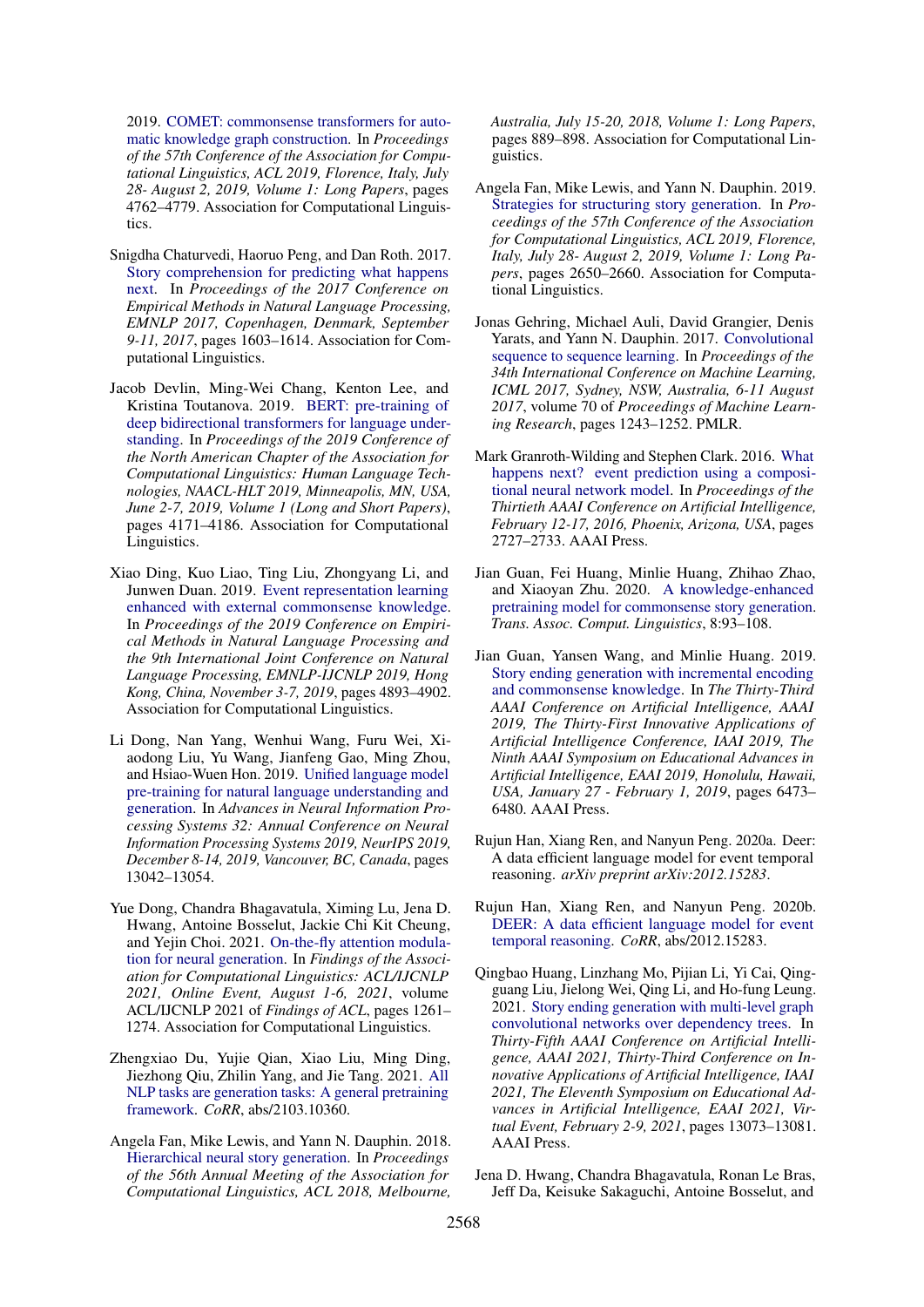2019. COMET: commonsense transformers for automatic knowledge graph construction. In *Proceedings of the 57th Conference of the Association for Computational Linguistics, ACL 2019, Florence, Italy, July 28- August 2, 2019, Volume 1: Long Papers*, pages 4762–4779. Association for Computational Linguistics.

Snigdha Chaturvedi, Haoruo Peng, and Dan Roth. 2017. Story comprehension for predicting what happens next. In *Proceedings of the 2017 Conference on Empirical Methods in Natural Language Processing, EMNLP 2017, Copenhagen, Denmark, September 9-11, 2017*, pages 1603–1614. Association for Computational Linguistics.

Jacob Devlin, Ming-Wei Chang, Kenton Lee, and Kristina Toutanova. 2019. BERT: pre-training of deep bidirectional transformers for language understanding. In *Proceedings of the 2019 Conference of the North American Chapter of the Association for Computational Linguistics: Human Language Technologies, NAACL-HLT 2019, Minneapolis, MN, USA, June 2-7, 2019, Volume 1 (Long and Short Papers)*, pages 4171–4186. Association for Computational Linguistics.

Xiao Ding, Kuo Liao, Ting Liu, Zhongyang Li, and Junwen Duan. 2019. Event representation learning enhanced with external commonsense knowledge. In *Proceedings of the 2019 Conference on Empirical Methods in Natural Language Processing and the 9th International Joint Conference on Natural Language Processing, EMNLP-IJCNLP 2019, Hong Kong, China, November 3-7, 2019*, pages 4893–4902. Association for Computational Linguistics.

Li Dong, Nan Yang, Wenhui Wang, Furu Wei, Xiaodong Liu, Yu Wang, Jianfeng Gao, Ming Zhou, and Hsiao-Wuen Hon. 2019. Unified language model pre-training for natural language understanding and generation. In *Advances in Neural Information Processing Systems 32: Annual Conference on Neural Information Processing Systems 2019, NeurIPS 2019, December 8-14, 2019, Vancouver, BC, Canada*, pages 13042–13054.

Yue Dong, Chandra Bhagavatula, Ximing Lu, Jena D. Hwang, Antoine Bosselut, Jackie Chi Kit Cheung, and Yejin Choi. 2021. On-the-fly attention modulation for neural generation. In *Findings of the Association for Computational Linguistics: ACL/IJCNLP 2021, Online Event, August 1-6, 2021*, volume ACL/IJCNLP 2021 of *Findings of ACL*, pages 1261–1274. Association for Computational Linguistics.

Zhengxiao Du, Yujie Qian, Xiao Liu, Ming Ding, Jiezhong Qiu, Zhilin Yang, and Jie Tang. 2021. All NLP tasks are generation tasks: A general pretraining framework. *CoRR*, abs/2103.10360.

Angela Fan, Mike Lewis, and Yann N. Dauphin. 2018. Hierarchical neural story generation. In *Proceedings of the 56th Annual Meeting of the Association for Computational Linguistics, ACL 2018, Melbourne, Australia, July 15-20, 2018, Volume 1: Long Papers*, pages 889–898. Association for Computational Linguistics.

Angela Fan, Mike Lewis, and Yann N. Dauphin. 2019. Strategies for structuring story generation. In *Proceedings of the 57th Conference of the Association for Computational Linguistics, ACL 2019, Florence, Italy, July 28- August 2, 2019, Volume 1: Long Papers*, pages 2650–2660. Association for Computational Linguistics.

Jonas Gehring, Michael Auli, David Grangier, Denis Yarats, and Yann N. Dauphin. 2017. Convolutional sequence to sequence learning. In *Proceedings of the 34th International Conference on Machine Learning, ICML 2017, Sydney, NSW, Australia, 6-11 August 2017*, volume 70 of *Proceedings of Machine Learning Research*, pages 1243–1252. PMLR.

Mark Granroth-Wilding and Stephen Clark. 2016. What happens next? event prediction using a compositional neural network model. In *Proceedings of the Thirtieth AAAI Conference on Artificial Intelligence, February 12-17, 2016, Phoenix, Arizona, USA*, pages 2727–2733. AAAI Press.

Jian Guan, Fei Huang, Minlie Huang, Zhihao Zhao, and Xiaoyan Zhu. 2020. A knowledge-enhanced pretraining model for commonsense story generation. *Trans. Assoc. Comput. Linguistics*, 8:93–108.

Jian Guan, Yansen Wang, and Minlie Huang. 2019. Story ending generation with incremental encoding and commonsense knowledge. In *The Thirty-Third AAAI Conference on Artificial Intelligence, AAAI 2019, The Thirty-First Innovative Applications of Artificial Intelligence Conference, IAAI 2019, The Ninth AAAI Symposium on Educational Advances in Artificial Intelligence, EAAI 2019, Honolulu, Hawaii, USA, January 27 - February 1, 2019*, pages 6473–6480. AAAI Press.

Rujun Han, Xiang Ren, and Nanyun Peng. 2020a. Deer: A data efficient language model for event temporal reasoning. *arXiv preprint arXiv:2012.15283*.

Rujun Han, Xiang Ren, and Nanyun Peng. 2020b. DEER: A data efficient language model for event temporal reasoning. *CoRR*, abs/2012.15283.

Qingbao Huang, Linzhang Mo, Pijian Li, Yi Cai, Qingguang Liu, Jielong Wei, Qing Li, and Ho-fung Leung. 2021. Story ending generation with multi-level graph convolutional networks over dependency trees. In *Thirty-Fifth AAAI Conference on Artificial Intelligence, AAAI 2021, Thirty-Third Conference on Innovative Applications of Artificial Intelligence, IAAI 2021, The Eleventh Symposium on Educational Advances in Artificial Intelligence, EAAI 2021, Virtual Event, February 2-9, 2021*, pages 13073–13081. AAAI Press.

Jena D. Hwang, Chandra Bhagavatula, Ronan Le Bras, Jeff Da, Keisuke Sakaguchi, Antoine Bosselut, and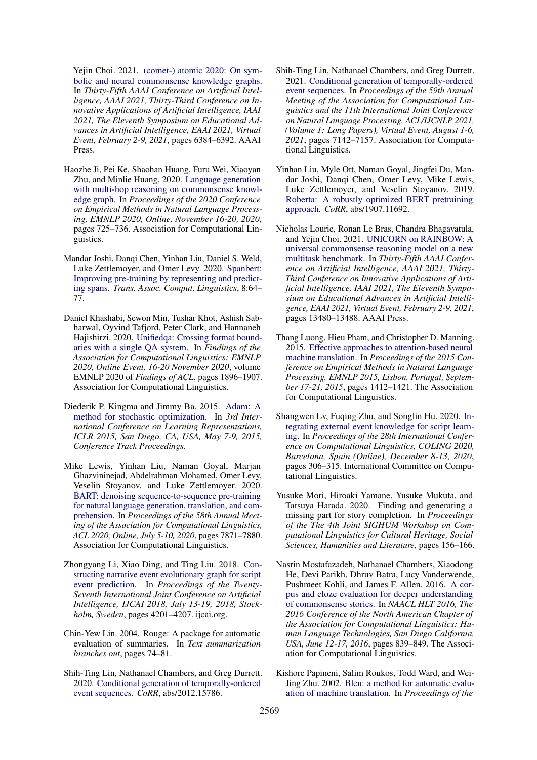Yejin Choi. 2021. (comet-) atomic 2020: On symbolic and neural commonsense knowledge graphs. In *Thirty-Fifth AAAI Conference on Artificial Intelligence, AAAI 2021, Thirty-Third Conference on Innovative Applications of Artificial Intelligence, IAAI 2021, The Eleventh Symposium on Educational Advances in Artificial Intelligence, EAAI 2021, Virtual Event, February 2-9, 2021*, pages 6384–6392. AAAI Press.

Haozhe Ji, Pei Ke, Shaohan Huang, Furu Wei, Xiaoyan Zhu, and Minlie Huang. 2020. Language generation with multi-hop reasoning on commonsense knowledge graph. In *Proceedings of the 2020 Conference on Empirical Methods in Natural Language Processing, EMNLP 2020, Online, November 16-20, 2020*, pages 725–736. Association for Computational Linguistics.

Mandar Joshi, Danqi Chen, Yinhan Liu, Daniel S. Weld, Luke Zettlemoyer, and Omer Levy. 2020. Spanbert: Improving pre-training by representing and predicting spans. *Trans. Assoc. Comput. Linguistics*, 8:64–77.

Daniel Khashabi, Sewon Min, Tushar Khot, Ashish Sabharwal, Oyvind Tafjord, Peter Clark, and Hannaneh Hajishirzi. 2020. Unifiedqa: Crossing format boundaries with a single QA system. In *Findings of the Association for Computational Linguistics: EMNLP 2020, Online Event, 16-20 November 2020*, volume EMNLP 2020 of *Findings of ACL*, pages 1896–1907. Association for Computational Linguistics.

Diederik P. Kingma and Jimmy Ba. 2015. Adam: A method for stochastic optimization. In *3rd International Conference on Learning Representations, ICLR 2015, San Diego, CA, USA, May 7-9, 2015, Conference Track Proceedings*.

Mike Lewis, Yinhan Liu, Naman Goyal, Marjan Ghazvininejad, Abdelrahman Mohamed, Omer Levy, Veselin Stoyanov, and Luke Zettlemoyer. 2020. BART: denoising sequence-to-sequence pre-training for natural language generation, translation, and comprehension. In *Proceedings of the 58th Annual Meeting of the Association for Computational Linguistics, ACL 2020, Online, July 5-10, 2020*, pages 7871–7880. Association for Computational Linguistics.

Zhongyang Li, Xiao Ding, and Ting Liu. 2018. Constructing narrative event evolutionary graph for script event prediction. In *Proceedings of the Twenty-Seventh International Joint Conference on Artificial Intelligence, IJCAI 2018, July 13-19, 2018, Stockholm, Sweden*, pages 4201–4207. ijcai.org.

Chin-Yew Lin. 2004. Rouge: A package for automatic evaluation of summaries. In *Text summarization branches out*, pages 74–81.

Shih-Ting Lin, Nathanael Chambers, and Greg Durrett. 2020. Conditional generation of temporally-ordered event sequences. *CoRR*, abs/2012.15786.

Shih-Ting Lin, Nathanael Chambers, and Greg Durrett. 2021. Conditional generation of temporally-ordered event sequences. In *Proceedings of the 59th Annual Meeting of the Association for Computational Linguistics and the 11th International Joint Conference on Natural Language Processing, ACL/IJCNLP 2021, (Volume 1: Long Papers), Virtual Event, August 1-6, 2021*, pages 7142–7157. Association for Computational Linguistics.

Yinhan Liu, Myle Ott, Naman Goyal, Jingfei Du, Mandar Joshi, Danqi Chen, Omer Levy, Mike Lewis, Luke Zettlemoyer, and Veselin Stoyanov. 2019. Roberta: A robustly optimized BERT pretraining approach. *CoRR*, abs/1907.11692.

Nicholas Lourie, Ronan Le Bras, Chandra Bhagavatula, and Yejin Choi. 2021. UNICORN on RAINBOW: A universal commonsense reasoning model on a new multitask benchmark. In *Thirty-Fifth AAAI Conference on Artificial Intelligence, AAAI 2021, Thirty-Third Conference on Innovative Applications of Artificial Intelligence, IAAI 2021, The Eleventh Symposium on Educational Advances in Artificial Intelligence, EAAI 2021, Virtual Event, February 2-9, 2021*, pages 13480–13488. AAAI Press.

Thang Luong, Hieu Pham, and Christopher D. Manning. 2015. Effective approaches to attention-based neural machine translation. In *Proceedings of the 2015 Conference on Empirical Methods in Natural Language Processing, EMNLP 2015, Lisbon, Portugal, September 17-21, 2015*, pages 1412–1421. The Association for Computational Linguistics.

Shangwen Lv, Fuqing Zhu, and Songlin Hu. 2020. Integrating external event knowledge for script learning. In *Proceedings of the 28th International Conference on Computational Linguistics, COLING 2020, Barcelona, Spain (Online), December 8-13, 2020*, pages 306–315. International Committee on Computational Linguistics.

Yusuke Mori, Hiroaki Yamane, Yusuke Mukuta, and Tatsuya Harada. 2020. Finding and generating a missing part for story completion. In *Proceedings of the The 4th Joint SIGHUM Workshop on Computational Linguistics for Cultural Heritage, Social Sciences, Humanities and Literature*, pages 156–166.

Nasrin Mostafazadeh, Nathanael Chambers, Xiaodong He, Devi Parikh, Dhruv Batra, Lucy Vanderwende, Pushmeet Kohli, and James F. Allen. 2016. A corpus and cloze evaluation for deeper understanding of commonsense stories. In *NAACL HLT 2016, The 2016 Conference of the North American Chapter of the Association for Computational Linguistics: Human Language Technologies, San Diego California, USA, June 12-17, 2016*, pages 839–849. The Association for Computational Linguistics.

Kishore Papineni, Salim Roukos, Todd Ward, and Wei-Jing Zhu. 2002. Bleu: a method for automatic evaluation of machine translation. In *Proceedings of the*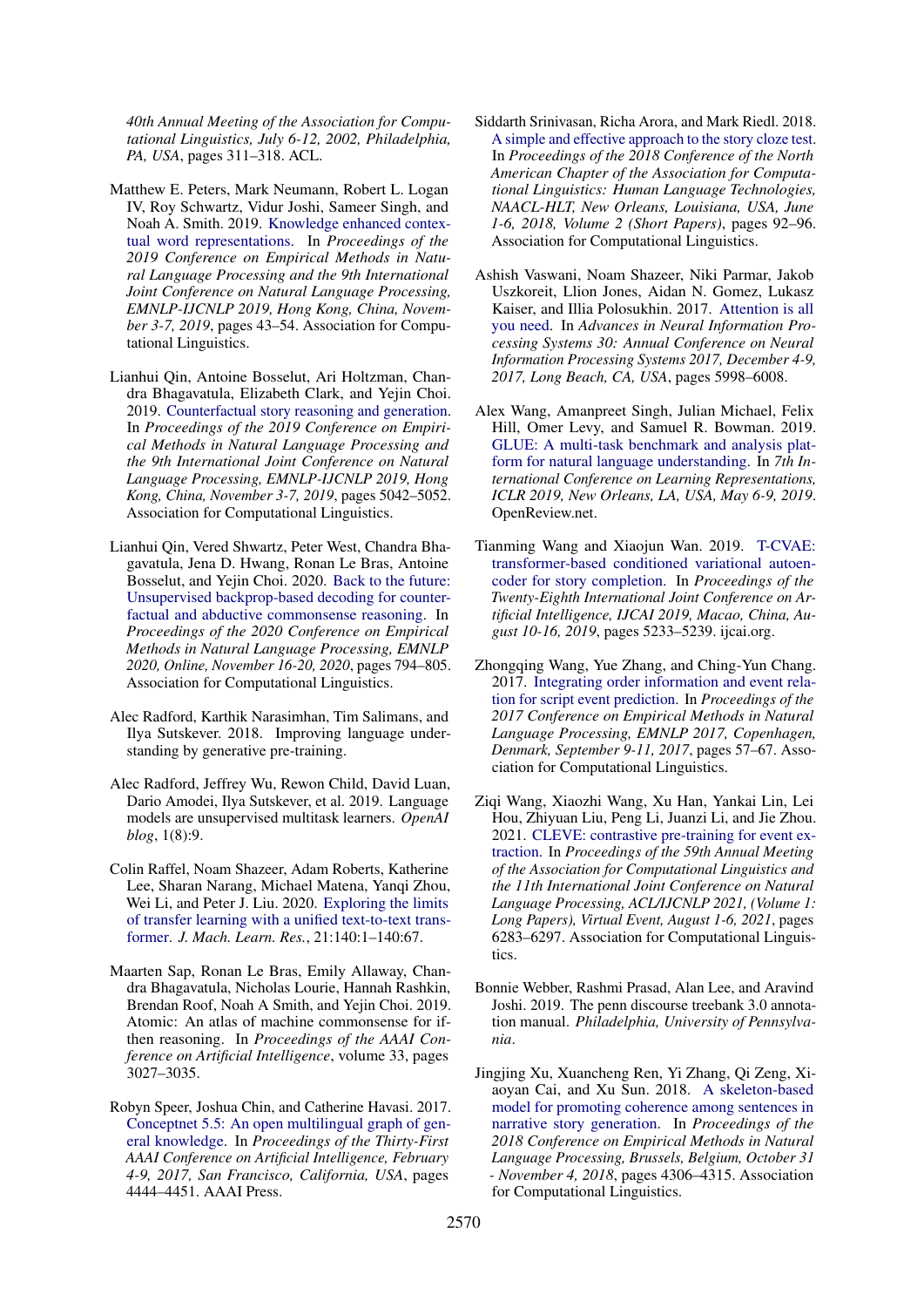40th Annual Meeting of the Association for Computational Linguistics, July 6-12, 2002, Philadelphia, PA, USA*, pages 311–318. ACL.

Matthew E. Peters, Mark Neumann, Robert L. Logan IV, Roy Schwartz, Vidur Joshi, Sameer Singh, and Noah A. Smith. 2019. Knowledge enhanced contextual word representations. In *Proceedings of the 2019 Conference on Empirical Methods in Natural Language Processing and the 9th International Joint Conference on Natural Language Processing, EMNLP-IJCNLP 2019, Hong Kong, China, November 3-7, 2019*, pages 43–54. Association for Computational Linguistics.

Lianhui Qin, Antoine Bosselut, Ari Holtzman, Chandra Bhagavatula, Elizabeth Clark, and Yejin Choi. 2019. Counterfactual story reasoning and generation. In *Proceedings of the 2019 Conference on Empirical Methods in Natural Language Processing and the 9th International Joint Conference on Natural Language Processing, EMNLP-IJCNLP 2019, Hong Kong, China, November 3-7, 2019*, pages 5042–5052. Association for Computational Linguistics.

Lianhui Qin, Vered Shwartz, Peter West, Chandra Bhagavatula, Jena D. Hwang, Ronan Le Bras, Antoine Bosselut, and Yejin Choi. 2020. Back to the future: Unsupervised backprop-based decoding for counterfactual and abductive commonsense reasoning. In *Proceedings of the 2020 Conference on Empirical Methods in Natural Language Processing, EMNLP 2020, Online, November 16-20, 2020*, pages 794–805. Association for Computational Linguistics.

Alec Radford, Karthik Narasimhan, Tim Salimans, and Ilya Sutskever. 2018. Improving language understanding by generative pre-training.

Alec Radford, Jeffrey Wu, Rewon Child, David Luan, Dario Amodei, Ilya Sutskever, et al. 2019. Language models are unsupervised multitask learners. *OpenAI blog*, 1(8):9.

Colin Raffel, Noam Shazeer, Adam Roberts, Katherine Lee, Sharan Narang, Michael Matena, Yanqi Zhou, Wei Li, and Peter J. Liu. 2020. Exploring the limits of transfer learning with a unified text-to-text transformer. *J. Mach. Learn. Res.*, 21:140:1–140:67.

Maarten Sap, Ronan Le Bras, Emily Allaway, Chandra Bhagavatula, Nicholas Lourie, Hannah Rashkin, Brendan Roof, Noah A Smith, and Yejin Choi. 2019. Atomic: An atlas of machine commonsense for if-then reasoning. In *Proceedings of the AAAI Conference on Artificial Intelligence*, volume 33, pages 3027–3035.

Robyn Speer, Joshua Chin, and Catherine Havasi. 2017. Conceptnet 5.5: An open multilingual graph of general knowledge. In *Proceedings of the Thirty-First AAAI Conference on Artificial Intelligence, February 4-9, 2017, San Francisco, California, USA*, pages 4444–4451. AAAI Press.

Siddarth Srinivasan, Richa Arora, and Mark Riedl. 2018. A simple and effective approach to the story cloze test. In *Proceedings of the 2018 Conference of the North American Chapter of the Association for Computational Linguistics: Human Language Technologies, NAACL-HLT, New Orleans, Louisiana, USA, June 1-6, 2018, Volume 2 (Short Papers)*, pages 92–96. Association for Computational Linguistics.

Ashish Vaswani, Noam Shazeer, Niki Parmar, Jakob Uszkoreit, Llion Jones, Aidan N. Gomez, Lukasz Kaiser, and Illia Polosukhin. 2017. Attention is all you need. In *Advances in Neural Information Processing Systems 30: Annual Conference on Neural Information Processing Systems 2017, December 4-9, 2017, Long Beach, CA, USA*, pages 5998–6008.

Alex Wang, Amanpreet Singh, Julian Michael, Felix Hill, Omer Levy, and Samuel R. Bowman. 2019. GLUE: A multi-task benchmark and analysis platform for natural language understanding. In *7th International Conference on Learning Representations, ICLR 2019, New Orleans, LA, USA, May 6-9, 2019*. OpenReview.net.

Tianming Wang and Xiaojun Wan. 2019. T-CVAE: transformer-based conditioned variational autoencoder for story completion. In *Proceedings of the Twenty-Eighth International Joint Conference on Artificial Intelligence, IJCAI 2019, Macao, China, August 10-16, 2019*, pages 5233–5239. ijcai.org.

Zhongqing Wang, Yue Zhang, and Ching-Yun Chang. 2017. Integrating order information and event relation for script event prediction. In *Proceedings of the 2017 Conference on Empirical Methods in Natural Language Processing, EMNLP 2017, Copenhagen, Denmark, September 9-11, 2017*, pages 57–67. Association for Computational Linguistics.

Ziqi Wang, Xiaozhi Wang, Xu Han, Yankai Lin, Lei Hou, Zhiyuan Liu, Peng Li, Juanzi Li, and Jie Zhou. 2021. CLEVE: contrastive pre-training for event extraction. In *Proceedings of the 59th Annual Meeting of the Association for Computational Linguistics and the 11th International Joint Conference on Natural Language Processing, ACL/IJCNLP 2021, (Volume 1: Long Papers), Virtual Event, August 1-6, 2021*, pages 6283–6297. Association for Computational Linguistics.

Bonnie Webber, Rashmi Prasad, Alan Lee, and Aravind Joshi. 2019. The penn discourse treebank 3.0 annotation manual. *Philadelphia, University of Pennsylvania*.

Jingjing Xu, Xuancheng Ren, Yi Zhang, Qi Zeng, Xiaoyan Cai, and Xu Sun. 2018. A skeleton-based model for promoting coherence among sentences in narrative story generation. In *Proceedings of the 2018 Conference on Empirical Methods in Natural Language Processing, Brussels, Belgium, October 31 - November 4, 2018*, pages 4306–4315. Association for Computational Linguistics.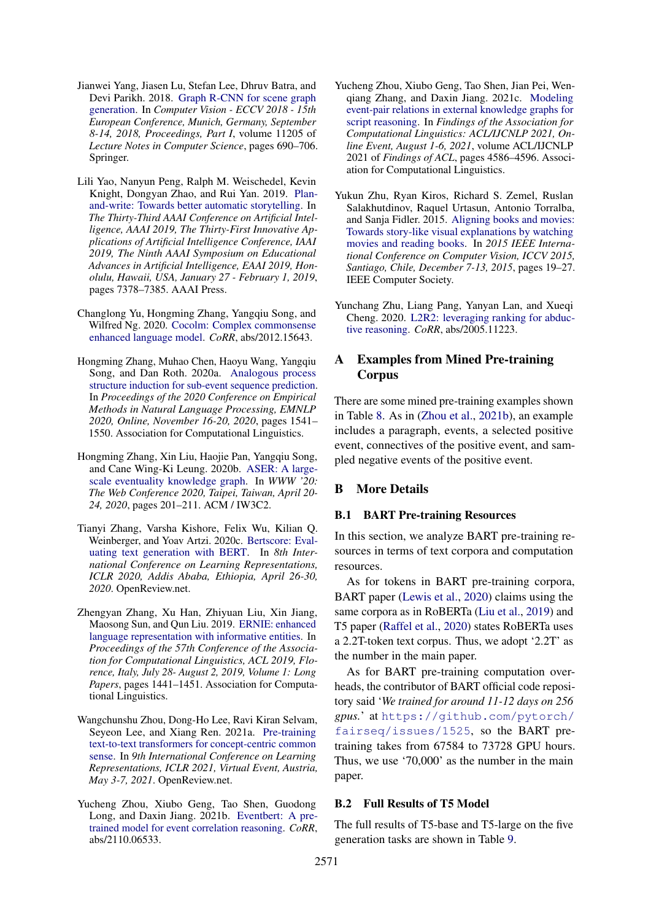Jianwei Yang, Jiasen Lu, Stefan Lee, Dhruv Batra, and Devi Parikh. 2018. Graph R-CNN for scene graph generation. In *Computer Vision - ECCV 2018 - 15th European Conference, Munich, Germany, September 8-14, 2018, Proceedings, Part I*, volume 11205 of *Lecture Notes in Computer Science*, pages 690–706. Springer.

Lili Yao, Nanyun Peng, Ralph M. Weischedel, Kevin Knight, Dongyan Zhao, and Rui Yan. 2019. Plan-and-write: Towards better automatic storytelling. In *The Thirty-Third AAAI Conference on Artificial Intelligence, AAAI 2019, The Thirty-First Innovative Applications of Artificial Intelligence Conference, IAAI 2019, The Ninth AAAI Symposium on Educational Advances in Artificial Intelligence, EAAI 2019, Honolulu, Hawaii, USA, January 27 - February 1, 2019*, pages 7378–7385. AAAI Press.

Changlong Yu, Hongming Zhang, Yangqiu Song, and Wilfred Ng. 2020. Cocolm: Complex commonsense enhanced language model. *CoRR*, abs/2012.15643.

Hongming Zhang, Muhao Chen, Haoyu Wang, Yangqiu Song, and Dan Roth. 2020a. Analogous process structure induction for sub-event sequence prediction. In *Proceedings of the 2020 Conference on Empirical Methods in Natural Language Processing, EMNLP 2020, Online, November 16-20, 2020*, pages 1541–1550. Association for Computational Linguistics.

Hongming Zhang, Xin Liu, Haojie Pan, Yangqiu Song, and Cane Wing-Ki Leung. 2020b. ASER: A large-scale eventuality knowledge graph. In *WWW '20: The Web Conference 2020, Taipei, Taiwan, April 20-24, 2020*, pages 201–211. ACM / IW3C2.

Tianyi Zhang, Varsha Kishore, Felix Wu, Kilian Q. Weinberger, and Yoav Artzi. 2020c. Bertscore: Evaluating text generation with BERT. In *8th International Conference on Learning Representations, ICLR 2020, Addis Ababa, Ethiopia, April 26-30, 2020*. OpenReview.net.

Zhengyan Zhang, Xu Han, Zhiyuan Liu, Xin Jiang, Maosong Sun, and Qun Liu. 2019. ERNIE: enhanced language representation with informative entities. In *Proceedings of the 57th Conference of the Association for Computational Linguistics, ACL 2019, Florence, Italy, July 28- August 2, 2019, Volume 1: Long Papers*, pages 1441–1451. Association for Computational Linguistics.

Wangchunshu Zhou, Dong-Ho Lee, Ravi Kiran Selvam, Seyeon Lee, and Xiang Ren. 2021a. Pre-training text-to-text transformers for concept-centric common sense. In *9th International Conference on Learning Representations, ICLR 2021, Virtual Event, Austria, May 3-7, 2021*. OpenReview.net.

Yucheng Zhou, Xiubo Geng, Tao Shen, Guodong Long, and Daxin Jiang. 2021b. Eventbert: A pre-trained model for event correlation reasoning. *CoRR*, abs/2110.06533.

Yucheng Zhou, Xiubo Geng, Tao Shen, Jian Pei, Wenqiang Zhang, and Daxin Jiang. 2021c. Modeling event-pair relations in external knowledge graphs for script reasoning. In *Findings of the Association for Computational Linguistics: ACL/IJCNLP 2021, Online Event, August 1-6, 2021*, volume ACL/IJCNLP 2021 of *Findings of ACL*, pages 4586–4596. Association for Computational Linguistics.

Yukun Zhu, Ryan Kiros, Richard S. Zemel, Ruslan Salakhutdinov, Raquel Urtasun, Antonio Torralba, and Sanja Fidler. 2015. Aligning books and movies: Towards story-like visual explanations by watching movies and reading books. In *2015 IEEE International Conference on Computer Vision, ICCV 2015, Santiago, Chile, December 7-13, 2015*, pages 19–27. IEEE Computer Society.

Yunchang Zhu, Liang Pang, Yanyan Lan, and Xueqi Cheng. 2020. L2R2: leveraging ranking for abductive reasoning. *CoRR*, abs/2005.11223.

## A Examples from Mined Pre-training Corpus

There are some mined pre-training examples shown in Table 8. As in (Zhou et al., 2021b), an example includes a paragraph, events, a selected positive event, connectives of the positive event, and sampled negative events of the positive event.

## B More Details

### B.1 BART Pre-training Resources

In this section, we analyze BART pre-training resources in terms of text corpora and computation resources.

As for tokens in BART pre-training corpora, BART paper (Lewis et al., 2020) claims using the same corpora as in RoBERTa (Liu et al., 2019) and T5 paper (Raffel et al., 2020) states RoBERTa uses a 2.2T-token text corpus. Thus, we adopt '2.2T' as the number in the main paper.

As for BART pre-training computation overheads, the contributor of BART official code repository said '*We trained for around 11-12 days on 256 gpus.*' at `https://github.com/pytorch/fairseq/issues/1525`, so the BART pre-training takes from 67584 to 73728 GPU hours. Thus, we use '70,000' as the number in the main paper.

### B.2 Full Results of T5 Model

The full results of T5-base and T5-large on the five generation tasks are shown in Table 9.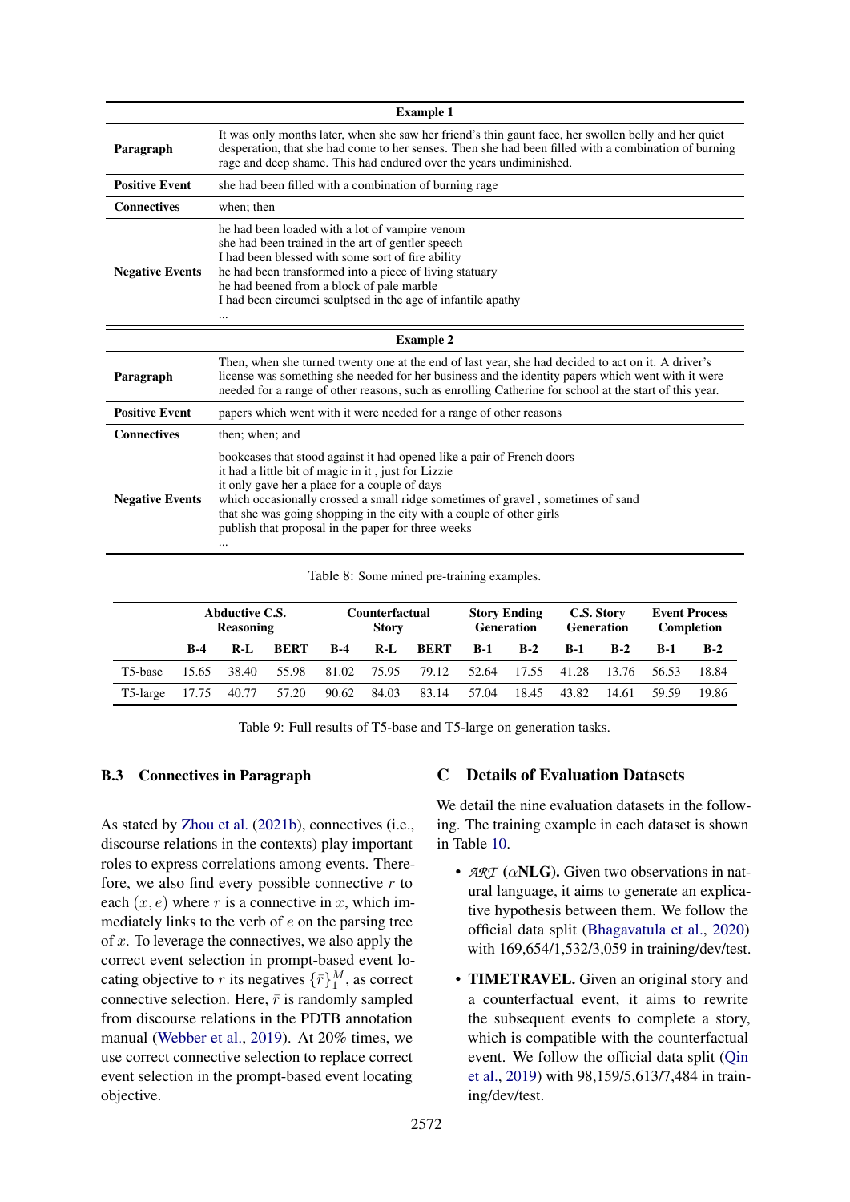| Example 1 | |
|---|---|
| **Paragraph** | It was only months later, when she saw her friend's thin gaunt face, her swollen belly and her quiet desperation, that she had come to her senses. Then she had been filled with a combination of burning rage and deep shame. This had endured over the years undiminished. |
| **Positive Event** | she had been filled with a combination of burning rage |
| **Connectives** | when; then |
| **Negative Events** | he had been loaded with a lot of vampire venom<br>she had been trained in the art of gentler speech<br>I had been blessed with some sort of fire ability<br>he had been transformed into a piece of living statuary<br>he had beened from a block of pale marble<br>I had been circumci sculptsed in the age of infantile apathy<br>... |
| **Example 2** | |
| **Paragraph** | Then, when she turned twenty one at the end of last year, she had decided to act on it. A driver's license was something she needed for her business and the identity papers which went with it were needed for a range of other reasons, such as enrolling Catherine for school at the start of this year. |
| **Positive Event** | papers which went with it were needed for a range of other reasons |
| **Connectives** | then; when; and |
| **Negative Events** | bookcases that stood against it had opened like a pair of French doors<br>it had a little bit of magic in it , just for Lizzie<br>it only gave her a place for a couple of days<br>which occasionally crossed a small ridge sometimes of gravel , sometimes of sand<br>that she was going shopping in the city with a couple of other girls<br>publish that proposal in the paper for three weeks<br>... |

Table 8: Some mined pre-training examples.

| | Abductive C.S. Reasoning | | | Counterfactual Story | | | Story Ending Generation | | C.S. Story Generation | | Event Process Completion | |
|---|---|---|---|---|---|---|---|---|---|---|---|---|
| | **B-4** | **R-L** | **BERT** | **B-4** | **R-L** | **BERT** | **B-1** | **B-2** | **B-1** | **B-2** | **B-1** | **B-2** |
| T5-base | 15.65 | 38.40 | 55.98 | 81.02 | 75.95 | 79.12 | 52.64 | 17.55 | 41.28 | 13.76 | 56.53 | 18.84 |
| T5-large | 17.75 | 40.77 | 57.20 | 90.62 | 84.03 | 83.14 | 57.04 | 18.45 | 43.82 | 14.61 | 59.59 | 19.86 |

Table 9: Full results of T5-base and T5-large on generation tasks.

### B.3 Connectives in Paragraph

As stated by Zhou et al. (2021b), connectives (i.e., discourse relations in the contexts) play important roles to express correlations among events. Therefore, we also find every possible connective $r$ to each $(x, e)$ where $r$ is a connective in $x$, which immediately links to the verb of $e$ on the parsing tree of $x$. To leverage the connectives, we also apply the correct event selection in prompt-based event locating objective to $r$ its negatives $\{\bar{r}\}_1^M$, as correct connective selection. Here, $\bar{r}$ is randomly sampled from discourse relations in the PDTB annotation manual (Webber et al., 2019). At 20% times, we use correct connective selection to replace correct event selection in the prompt-based event locating objective.

## C Details of Evaluation Datasets

We detail the nine evaluation datasets in the following. The training example in each dataset is shown in Table 10.

- $\mathcal{ART}$ ($\alpha$**NLG).** Given two observations in natural language, it aims to generate an explicative hypothesis between them. We follow the official data split (Bhagavatula et al., 2020) with 169,654/1,532/3,059 in training/dev/test.
- **TIMETRAVEL.** Given an original story and a counterfactual event, it aims to rewrite the subsequent events to complete a story, which is compatible with the counterfactual event. We follow the official data split (Qin et al., 2019) with 98,159/5,613/7,484 in training/dev/test.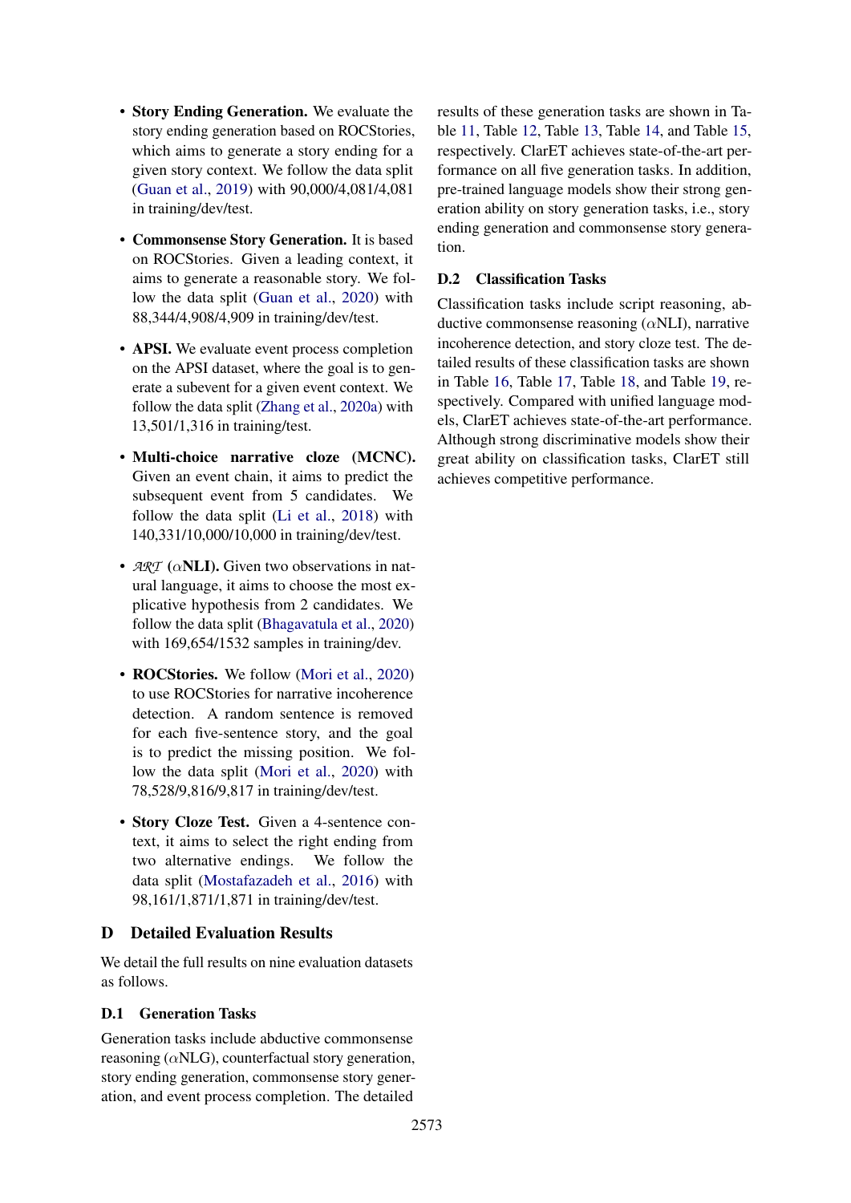- **Story Ending Generation.** We evaluate the story ending generation based on ROCStories, which aims to generate a story ending for a given story context. We follow the data split (Guan et al., 2019) with 90,000/4,081/4,081 in training/dev/test.

- **Commonsense Story Generation.** It is based on ROCStories. Given a leading context, it aims to generate a reasonable story. We follow the data split (Guan et al., 2020) with 88,344/4,908/4,909 in training/dev/test.

- **APSI.** We evaluate event process completion on the APSI dataset, where the goal is to generate a subevent for a given event context. We follow the data split (Zhang et al., 2020a) with 13,501/1,316 in training/test.

- **Multi-choice narrative cloze (MCNC).** Given an event chain, it aims to predict the subsequent event from 5 candidates. We follow the data split (Li et al., 2018) with 140,331/10,000/10,000 in training/dev/test.

- **$\mathcal{ART}$ ($\alpha$NLI).** Given two observations in natural language, it aims to choose the most explicative hypothesis from 2 candidates. We follow the data split (Bhagavatula et al., 2020) with 169,654/1532 samples in training/dev.

- **ROCStories.** We follow (Mori et al., 2020) to use ROCStories for narrative incoherence detection. A random sentence is removed for each five-sentence story, and the goal is to predict the missing position. We follow the data split (Mori et al., 2020) with 78,528/9,816/9,817 in training/dev/test.

- **Story Cloze Test.** Given a 4-sentence context, it aims to select the right ending from two alternative endings. We follow the data split (Mostafazadeh et al., 2016) with 98,161/1,871/1,871 in training/dev/test.

# D Detailed Evaluation Results

We detail the full results on nine evaluation datasets as follows.

## D.1 Generation Tasks

Generation tasks include abductive commonsense reasoning ($\alpha$NLG), counterfactual story generation, story ending generation, commonsense story generation, and event process completion. The detailed results of these generation tasks are shown in Table 11, Table 12, Table 13, Table 14, and Table 15, respectively. ClarET achieves state-of-the-art performance on all five generation tasks. In addition, pre-trained language models show their strong generation ability on story generation tasks, i.e., story ending generation and commonsense story generation.

## D.2 Classification Tasks

Classification tasks include script reasoning, abductive commonsense reasoning ($\alpha$NLI), narrative incoherence detection, and story cloze test. The detailed results of these classification tasks are shown in Table 16, Table 17, Table 18, and Table 19, respectively. Compared with unified language models, ClarET achieves state-of-the-art performance. Although strong discriminative models show their great ability on classification tasks, ClarET still achieves competitive performance.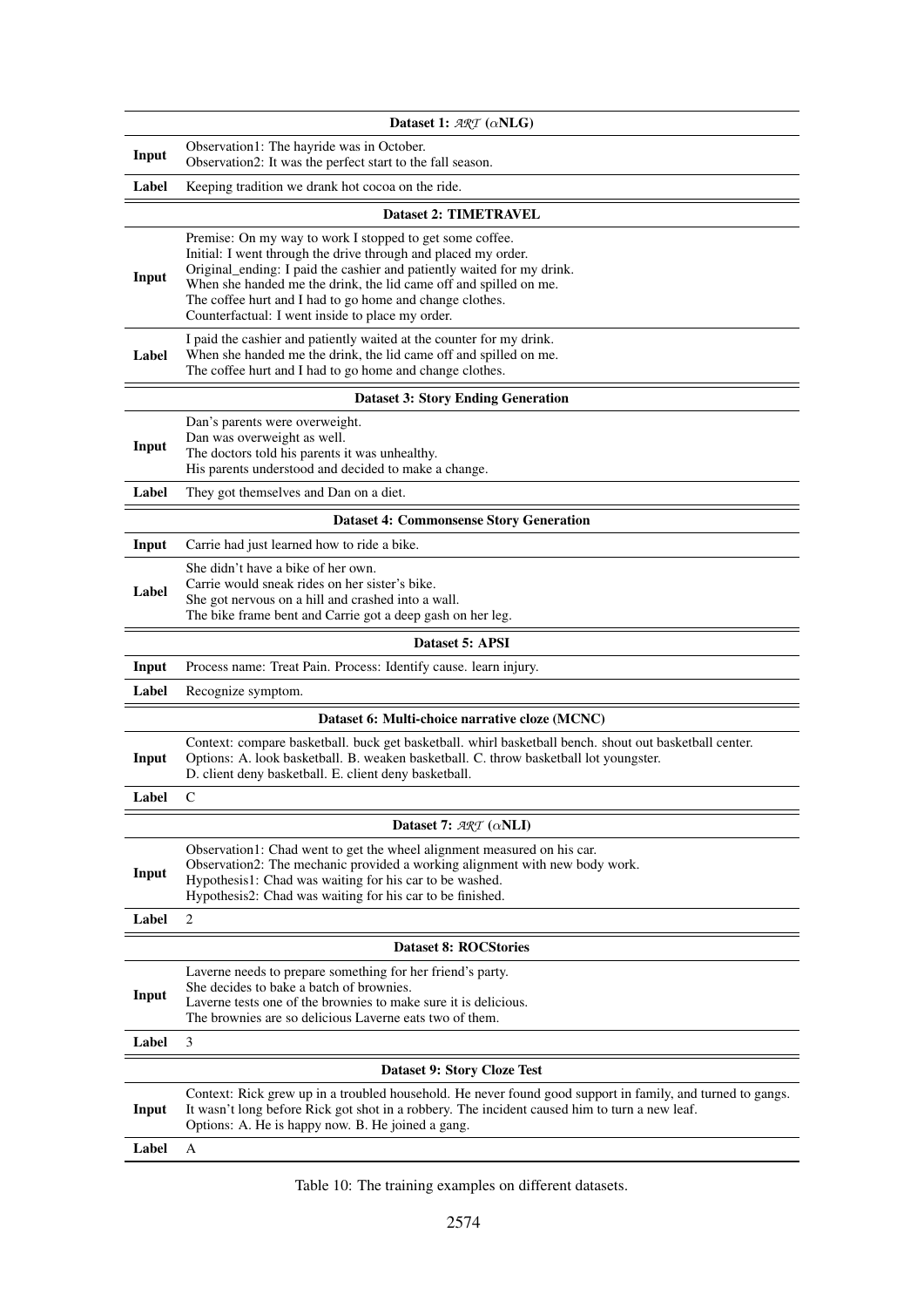| | **Dataset 1: $\mathcal{ART}$ ($\alpha$NLG)** |
|---|---|
| **Input** | Observation1: The hayride was in October.<br>Observation2: It was the perfect start to the fall season. |
| **Label** | Keeping tradition we drank hot cocoa on the ride. |
| | **Dataset 2: TIMETRAVEL** |
| **Input** | Premise: On my way to work I stopped to get some coffee.<br>Initial: I went through the drive through and placed my order.<br>Original_ending: I paid the cashier and patiently waited for my drink.<br>When she handed me the drink, the lid came off and spilled on me.<br>The coffee hurt and I had to go home and change clothes.<br>Counterfactual: I went inside to place my order. |
| **Label** | I paid the cashier and patiently waited at the counter for my drink.<br>When she handed me the drink, the lid came off and spilled on me.<br>The coffee hurt and I had to go home and change clothes. |
| | **Dataset 3: Story Ending Generation** |
| **Input** | Dan's parents were overweight.<br>Dan was overweight as well.<br>The doctors told his parents it was unhealthy.<br>His parents understood and decided to make a change. |
| **Label** | They got themselves and Dan on a diet. |
| | **Dataset 4: Commonsense Story Generation** |
| **Input** | Carrie had just learned how to ride a bike. |
| **Label** | She didn't have a bike of her own.<br>Carrie would sneak rides on her sister's bike.<br>She got nervous on a hill and crashed into a wall.<br>The bike frame bent and Carrie got a deep gash on her leg. |
| | **Dataset 5: APSI** |
| **Input** | Process name: Treat Pain. Process: Identify cause. learn injury. |
| **Label** | Recognize symptom. |
| | **Dataset 6: Multi-choice narrative cloze (MCNC)** |
| **Input** | Context: compare basketball. buck get basketball. whirl basketball bench. shout out basketball center.<br>Options: A. look basketball. B. weaken basketball. C. throw basketball lot youngster.<br>D. client deny basketball. E. client deny basketball. |
| **Label** | C |
| | **Dataset 7: $\mathcal{ART}$ ($\alpha$NLI)** |
| **Input** | Observation1: Chad went to get the wheel alignment measured on his car.<br>Observation2: The mechanic provided a working alignment with new body work.<br>Hypothesis1: Chad was waiting for his car to be washed.<br>Hypothesis2: Chad was waiting for his car to be finished. |
| **Label** | 2 |
| | **Dataset 8: ROCStories** |
| **Input** | Laverne needs to prepare something for her friend's party.<br>She decides to bake a batch of brownies.<br>Laverne tests one of the brownies to make sure it is delicious.<br>The brownies are so delicious Laverne eats two of them. |
| **Label** | 3 |
| | **Dataset 9: Story Cloze Test** |
| **Input** | Context: Rick grew up in a troubled household. He never found good support in family, and turned to gangs.<br>It wasn't long before Rick got shot in a robbery. The incident caused him to turn a new leaf.<br>Options: A. He is happy now. B. He joined a gang. |
| **Label** | A |

Table 10: The training examples on different datasets.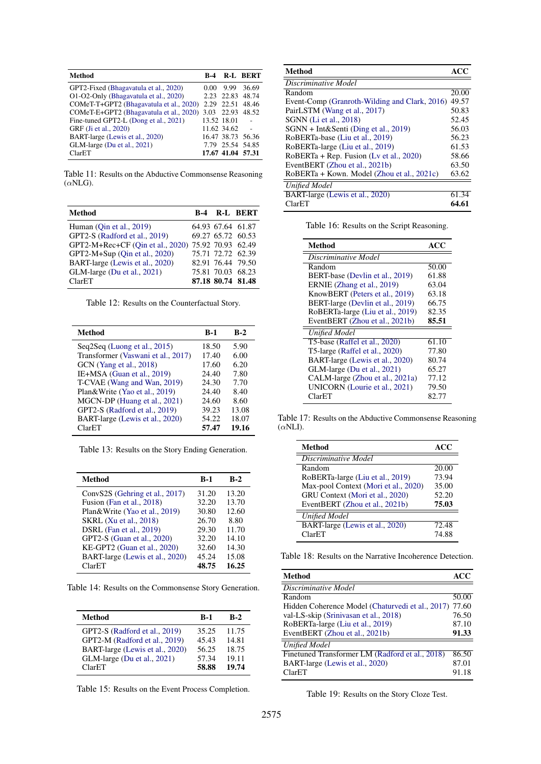| Method | B-4 | R-L | BERT |
|---|---|---|---|
| GPT2-Fixed (Bhagavatula et al., 2020) | 0.00 | 9.99 | 36.69 |
| O1-O2-Only (Bhagavatula et al., 2020) | 2.23 | 22.83 | 48.74 |
| COMeT-T+GPT2 (Bhagavatula et al., 2020) | 2.29 | 22.51 | 48.46 |
| COMeT-E+GPT2 (Bhagavatula et al., 2020) | 3.03 | 22.93 | 48.52 |
| Fine-tuned GPT2-L (Dong et al., 2021) | 13.52 | 18.01 | - |
| GRF (Ji et al., 2020) | 11.62 | 34.62 | - |
| BART-large (Lewis et al., 2020) | 16.47 | 38.73 | 56.36 |
| GLM-large (Du et al., 2021) | 7.79 | 25.54 | 54.85 |
| ClarET | **17.67** | **41.04** | **57.31** |

Table 11: Results on the Abductive Commonsense Reasoning ($\alpha$NLG).

| Method | B-4 | R-L | BERT |
|---|---|---|---|
| Human (Qin et al., 2019) | 64.93 | 67.64 | 61.87 |
| GPT2-S (Radford et al., 2019) | 69.27 | 65.72 | 60.53 |
| GPT2-M+Rec+CF (Qin et al., 2020) | 75.92 | 70.93 | 62.49 |
| GPT2-M+Sup (Qin et al., 2020) | 75.71 | 72.72 | 62.39 |
| BART-large (Lewis et al., 2020) | 82.91 | 76.44 | 79.50 |
| GLM-large (Du et al., 2021) | 75.81 | 70.03 | 68.23 |
| ClarET | **87.18** | **80.74** | **81.48** |

Table 12: Results on the Counterfactual Story.

| Method | B-1 | B-2 |
|---|---|---|
| Seq2Seq (Luong et al., 2015) | 18.50 | 5.90 |
| Transformer (Vaswani et al., 2017) | 17.40 | 6.00 |
| GCN (Yang et al., 2018) | 17.60 | 6.20 |
| IE+MSA (Guan et al., 2019) | 24.40 | 7.80 |
| T-CVAE (Wang and Wan, 2019) | 24.30 | 7.70 |
| Plan&Write (Yao et al., 2019) | 24.40 | 8.40 |
| MGCN-DP (Huang et al., 2021) | 24.60 | 8.60 |
| GPT2-S (Radford et al., 2019) | 39.23 | 13.08 |
| BART-large (Lewis et al., 2020) | 54.22 | 18.07 |
| ClarET | **57.47** | **19.16** |

Table 13: Results on the Story Ending Generation.

| Method | B-1 | B-2 |
|---|---|---|
| ConvS2S (Gehring et al., 2017) | 31.20 | 13.20 |
| Fusion (Fan et al., 2018) | 32.20 | 13.70 |
| Plan&Write (Yao et al., 2019) | 30.80 | 12.60 |
| SKRL (Xu et al., 2018) | 26.70 | 8.80 |
| DSRL (Fan et al., 2019) | 29.30 | 11.70 |
| GPT2-S (Guan et al., 2020) | 32.20 | 14.10 |
| KE-GPT2 (Guan et al., 2020) | 32.60 | 14.30 |
| BART-large (Lewis et al., 2020) | 45.24 | 15.08 |
| ClarET | **48.75** | **16.25** |

Table 14: Results on the Commonsense Story Generation.

| Method | B-1 | B-2 |
|---|---|---|
| GPT2-S (Radford et al., 2019) | 35.25 | 11.75 |
| GPT2-M (Radford et al., 2019) | 45.43 | 14.81 |
| BART-large (Lewis et al., 2020) | 56.25 | 18.75 |
| GLM-large (Du et al., 2021) | 57.34 | 19.11 |
| ClarET | **58.88** | **19.74** |

Table 15: Results on the Event Process Completion.

| Method | ACC |
|---|---|
| *Discriminative Model* | |
| Random | 20.00 |
| Event-Comp (Granroth-Wilding and Clark, 2016) | 49.57 |
| PairLSTM (Wang et al., 2017) | 50.83 |
| SGNN (Li et al., 2018) | 52.45 |
| SGNN + Int&Senti (Ding et al., 2019) | 56.03 |
| RoBERTa-base (Liu et al., 2019) | 56.23 |
| RoBERTa-large (Liu et al., 2019) | 61.53 |
| RoBERTa + Rep. Fusion (Lv et al., 2020) | 58.66 |
| EventBERT (Zhou et al., 2021b) | 63.50 |
| RoBERTa + Kown. Model (Zhou et al., 2021c) | 63.62 |
| *Unified Model* | |
| BART-large (Lewis et al., 2020) | 61.34 |
| ClarET | **64.61** |

Table 16: Results on the Script Reasoning.

| Method | ACC |
|---|---|
| *Discriminative Model* | |
| Random | 50.00 |
| BERT-base (Devlin et al., 2019) | 61.88 |
| ERNIE (Zhang et al., 2019) | 63.04 |
| KnowBERT (Peters et al., 2019) | 63.18 |
| BERT-large (Devlin et al., 2019) | 66.75 |
| RoBERTa-large (Liu et al., 2019) | 82.35 |
| EventBERT (Zhou et al., 2021b) | **85.51** |
| *Unified Model* | |
| T5-base (Raffel et al., 2020) | 61.10 |
| T5-large (Raffel et al., 2020) | 77.80 |
| BART-large (Lewis et al., 2020) | 80.74 |
| GLM-large (Du et al., 2021) | 65.27 |
| CALM-large (Zhou et al., 2021a) | 77.12 |
| UNICORN (Lourie et al., 2021) | 79.50 |
| ClarET | 82.77 |

Table 17: Results on the Abductive Commonsense Reasoning ($\alpha$NLI).

| Method | ACC |
|---|---|
| *Discriminative Model* | |
| Random | 20.00 |
| RoBERTa-large (Liu et al., 2019) | 73.94 |
| Max-pool Context (Mori et al., 2020) | 35.00 |
| GRU Context (Mori et al., 2020) | 52.20 |
| EventBERT (Zhou et al., 2021b) | **75.03** |
| *Unified Model* | |
| BART-large (Lewis et al., 2020) | 72.48 |
| ClarET | 74.88 |

Table 18: Results on the Narrative Incoherence Detection.

| Method | ACC |
|---|---|
| *Discriminative Model* | |
| Random | 50.00 |
| Hidden Coherence Model (Chaturvedi et al., 2017) | 77.60 |
| val-LS-skip (Srinivasan et al., 2018) | 76.50 |
| RoBERTa-large (Liu et al., 2019) | 87.10 |
| EventBERT (Zhou et al., 2021b) | **91.33** |
| *Unified Model* | |
| Finetuned Transformer LM (Radford et al., 2018) | 86.50 |
| BART-large (Lewis et al., 2020) | 87.01 |
| ClarET | 91.18 |

Table 19: Results on the Story Cloze Test.